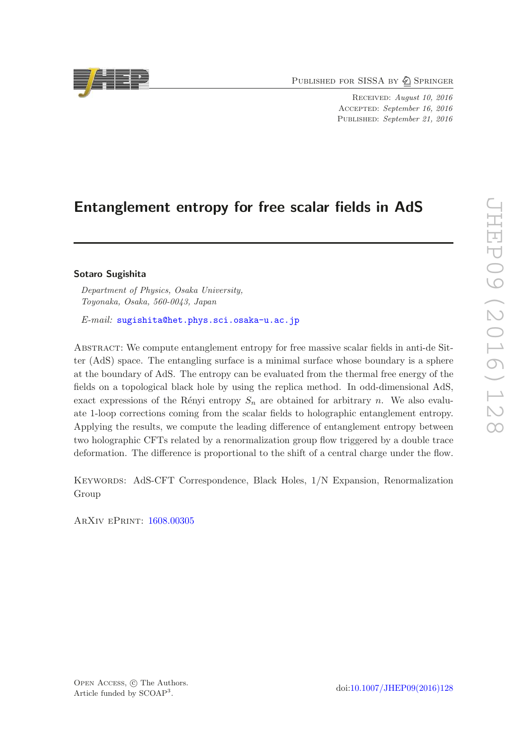Published for SISSA by Springer

Received: *August 10, 2016*
Accepted: *September 16, 2016*
Published: *September 21, 2016*

# Entanglement entropy for free scalar fields in AdS

**Sotaro Sugishita**

*Department of Physics, Osaka University,*
*Toyonaka, Osaka, 560-0043, Japan*

*E-mail:* sugishita@het.phys.sci.osaka-u.ac.jp

Abstract: We compute entanglement entropy for free massive scalar fields in anti-de Sitter (AdS) space. The entangling surface is a minimal surface whose boundary is a sphere at the boundary of AdS. The entropy can be evaluated from the thermal free energy of the fields on a topological black hole by using the replica method. In odd-dimensional AdS, exact expressions of the Rényi entropy $S_n$ are obtained for arbitrary $n$. We also evaluate 1-loop corrections coming from the scalar fields to holographic entanglement entropy. Applying the results, we compute the leading difference of entanglement entropy between two holographic CFTs related by a renormalization group flow triggered by a double trace deformation. The difference is proportional to the shift of a central charge under the flow.

Keywords: AdS-CFT Correspondence, Black Holes, 1/N Expansion, Renormalization Group

ArXiv ePrint: 1608.00305

Open Access, © The Authors.
Article funded by SCOAP[3].

doi:10.1007/JHEP09(2016)128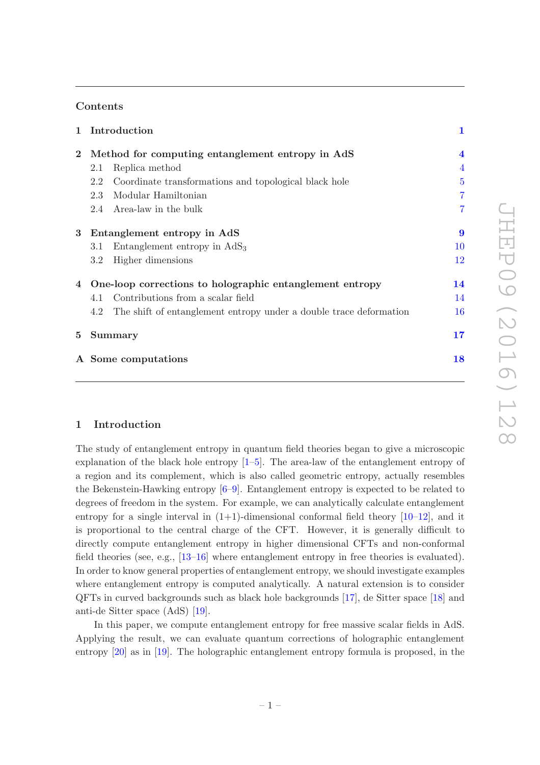## Contents

| | | |
|---|---|---|
| **1** | **Introduction** | **1** |
| **2** | **Method for computing entanglement entropy in AdS** | **4** |
| 2.1 | Replica method | 4 |
| 2.2 | Coordinate transformations and topological black hole | 5 |
| 2.3 | Modular Hamiltonian | 7 |
| 2.4 | Area-law in the bulk | 7 |
| **3** | **Entanglement entropy in AdS** | **9** |
| 3.1 | Entanglement entropy in AdS$_3$ | 10 |
| 3.2 | Higher dimensions | 12 |
| **4** | **One-loop corrections to holographic entanglement entropy** | **14** |
| 4.1 | Contributions from a scalar field | 14 |
| 4.2 | The shift of entanglement entropy under a double trace deformation | 16 |
| **5** | **Summary** | **17** |
| **A** | **Some computations** | **18** |

# 1 Introduction

The study of entanglement entropy in quantum field theories began to give a microscopic explanation of the black hole entropy [1–5]. The area-law of the entanglement entropy of a region and its complement, which is also called geometric entropy, actually resembles the Bekenstein-Hawking entropy [6–9]. Entanglement entropy is expected to be related to degrees of freedom in the system. For example, we can analytically calculate entanglement entropy for a single interval in (1+1)-dimensional conformal field theory [10–12], and it is proportional to the central charge of the CFT. However, it is generally difficult to directly compute entanglement entropy in higher dimensional CFTs and non-conformal field theories (see, e.g., [13–16] where entanglement entropy in free theories is evaluated). In order to know general properties of entanglement entropy, we should investigate examples where entanglement entropy is computed analytically. A natural extension is to consider QFTs in curved backgrounds such as black hole backgrounds [17], de Sitter space [18] and anti-de Sitter space (AdS) [19].

In this paper, we compute entanglement entropy for free massive scalar fields in AdS. Applying the result, we can evaluate quantum corrections of holographic entanglement entropy [20] as in [19]. The holographic entanglement entropy formula is proposed, in the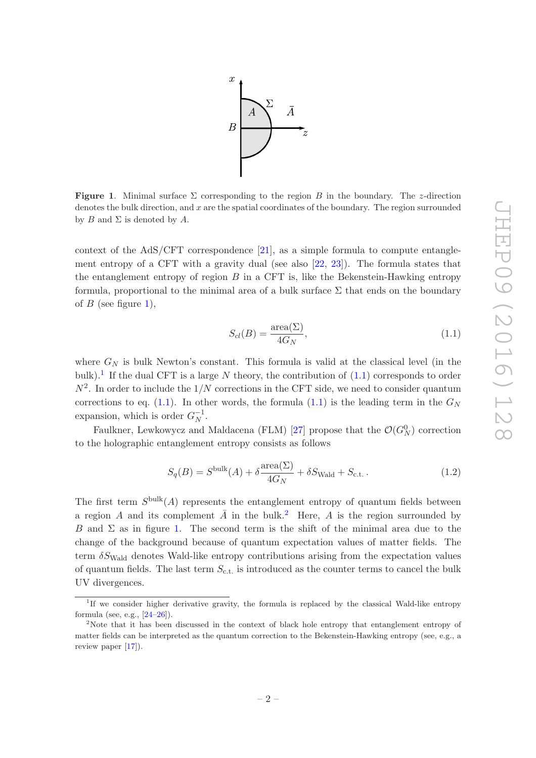x

Σ

A

Ā

B

z

**Figure 1**. Minimal surface Σ corresponding to the region $B$ in the boundary. The $z$-direction denotes the bulk direction, and $x$ are the spatial coordinates of the boundary. The region surrounded by $B$ and Σ is denoted by $A$.

context of the AdS/CFT correspondence [21], as a simple formula to compute entanglement entropy of a CFT with a gravity dual (see also [22, 23]). The formula states that the entanglement entropy of region $B$ in a CFT is, like the Bekenstein-Hawking entropy formula, proportional to the minimal area of a bulk surface Σ that ends on the boundary of $B$ (see figure 1),

$$S_{cl}(B) = \frac{\text{area}(\Sigma)}{4G_N}, \tag{1.1}$$

where $G_N$ is bulk Newton's constant. This formula is valid at the classical level (in the bulk).[1] If the dual CFT is a large $N$ theory, the contribution of (1.1) corresponds to order $N^2$. In order to include the $1/N$ corrections in the CFT side, we need to consider quantum corrections to eq. (1.1). In other words, the formula (1.1) is the leading term in the $G_N$ expansion, which is order $G_N^{-1}$.

Faulkner, Lewkowycz and Maldacena (FLM) [27] propose that the $\mathcal{O}(G_N^0)$ correction to the holographic entanglement entropy consists as follows

$$S_q(B) = S^{\text{bulk}}(A) + \delta\frac{\text{area}(\Sigma)}{4G_N} + \delta S_{\text{Wald}} + S_{\text{c.t.}}\,. \tag{1.2}$$

The first term $S^{\text{bulk}}(A)$ represents the entanglement entropy of quantum fields between a region $A$ and its complement $\bar{A}$ in the bulk.[2] Here, $A$ is the region surrounded by $B$ and Σ as in figure 1. The second term is the shift of the minimal area due to the change of the background because of quantum expectation values of matter fields. The term $\delta S_{\text{Wald}}$ denotes Wald-like entropy contributions arising from the expectation values of quantum fields. The last term $S_{\text{c.t.}}$ is introduced as the counter terms to cancel the bulk UV divergences.

[1] If we consider higher derivative gravity, the formula is replaced by the classical Wald-like entropy formula (see, e.g., [24–26]).

[2] Note that it has been discussed in the context of black hole entropy that entanglement entropy of matter fields can be interpreted as the quantum correction to the Bekenstein-Hawking entropy (see, e.g., a review paper [17]).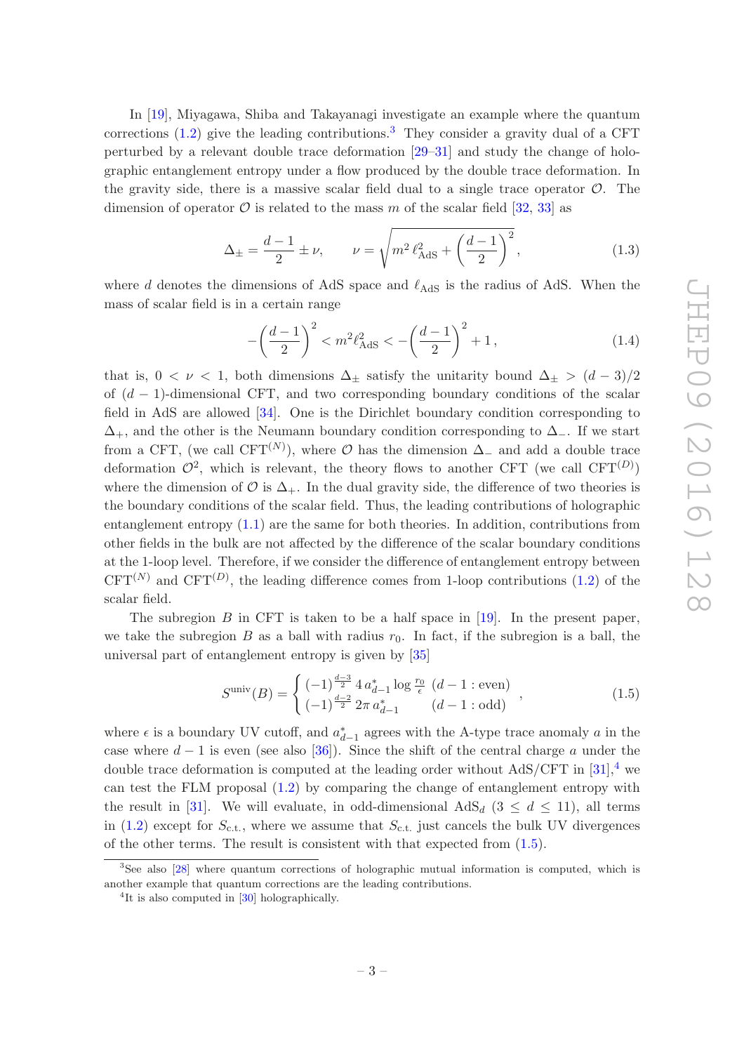In [19], Miyagawa, Shiba and Takayanagi investigate an example where the quantum corrections (1.2) give the leading contributions.[3] They consider a gravity dual of a CFT perturbed by a relevant double trace deformation [29–31] and study the change of holographic entanglement entropy under a flow produced by the double trace deformation. In the gravity side, there is a massive scalar field dual to a single trace operator $\mathcal{O}$. The dimension of operator $\mathcal{O}$ is related to the mass $m$ of the scalar field [32, 33] as

$$\Delta_{\pm} = \frac{d-1}{2} \pm \nu, \qquad \nu = \sqrt{m^2\,\ell_{\text{AdS}}^2 + \left(\frac{d-1}{2}\right)^2}, \tag{1.3}$$

where $d$ denotes the dimensions of AdS space and $\ell_{\text{AdS}}$ is the radius of AdS. When the mass of scalar field is in a certain range

$$-\left(\frac{d-1}{2}\right)^2 < m^2\ell_{\text{AdS}}^2 < -\left(\frac{d-1}{2}\right)^2 + 1\,, \tag{1.4}$$

that is, $0 < \nu < 1$, both dimensions $\Delta_{\pm}$ satisfy the unitarity bound $\Delta_{\pm} > (d-3)/2$ of $(d-1)$-dimensional CFT, and two corresponding boundary conditions of the scalar field in AdS are allowed [34]. One is the Dirichlet boundary condition corresponding to $\Delta_+$, and the other is the Neumann boundary condition corresponding to $\Delta_-$. If we start from a CFT, (we call CFT$^{(N)}$), where $\mathcal{O}$ has the dimension $\Delta_-$ and add a double trace deformation $\mathcal{O}^2$, which is relevant, the theory flows to another CFT (we call CFT$^{(D)}$) where the dimension of $\mathcal{O}$ is $\Delta_+$. In the dual gravity side, the difference of two theories is the boundary conditions of the scalar field. Thus, the leading contributions of holographic entanglement entropy (1.1) are the same for both theories. In addition, contributions from other fields in the bulk are not affected by the difference of the scalar boundary conditions at the 1-loop level. Therefore, if we consider the difference of entanglement entropy between CFT$^{(N)}$ and CFT$^{(D)}$, the leading difference comes from 1-loop contributions (1.2) of the scalar field.

The subregion $B$ in CFT is taken to be a half space in [19]. In the present paper, we take the subregion $B$ as a ball with radius $r_0$. In fact, if the subregion is a ball, the universal part of entanglement entropy is given by [35]

$$S^{\text{univ}}(B) = \begin{cases} (-1)^{\frac{d-3}{2}}\, 4\, a^*_{d-1} \log \frac{r_0}{\epsilon} & (d-1:\text{even}) \\ (-1)^{\frac{d-2}{2}}\, 2\pi\, a^*_{d-1} & (d-1:\text{odd}) \end{cases}, \tag{1.5}$$

where $\epsilon$ is a boundary UV cutoff, and $a^*_{d-1}$ agrees with the A-type trace anomaly $a$ in the case where $d-1$ is even (see also [36]). Since the shift of the central charge $a$ under the double trace deformation is computed at the leading order without AdS/CFT in [31],[4] we can test the FLM proposal (1.2) by comparing the change of entanglement entropy with the result in [31]. We will evaluate, in odd-dimensional AdS$_d$ $(3 \leq d \leq 11)$, all terms in (1.2) except for $S_{\text{c.t.}}$, where we assume that $S_{\text{c.t.}}$ just cancels the bulk UV divergences of the other terms. The result is consistent with that expected from (1.5).

[3]See also [28] where quantum corrections of holographic mutual information is computed, which is another example that quantum corrections are the leading contributions.

[4]It is also computed in [30] holographically.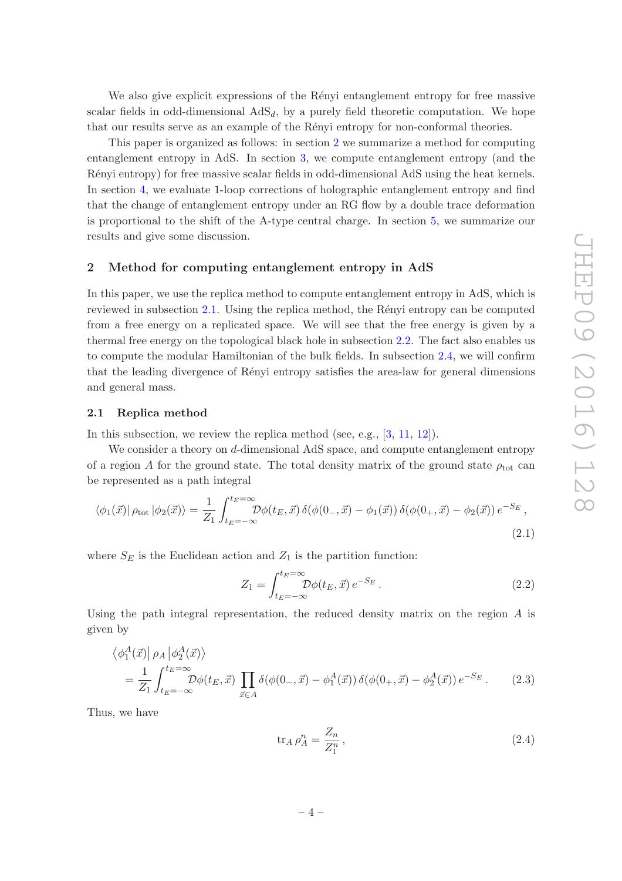We also give explicit expressions of the Rényi entanglement entropy for free massive scalar fields in odd-dimensional $\mathrm{AdS}_d$, by a purely field theoretic computation. We hope that our results serve as an example of the Rényi entropy for non-conformal theories.

This paper is organized as follows: in section 2 we summarize a method for computing entanglement entropy in AdS. In section 3, we compute entanglement entropy (and the Rényi entropy) for free massive scalar fields in odd-dimensional AdS using the heat kernels. In section 4, we evaluate 1-loop corrections of holographic entanglement entropy and find that the change of entanglement entropy under an RG flow by a double trace deformation is proportional to the shift of the A-type central charge. In section 5, we summarize our results and give some discussion.

## 2 Method for computing entanglement entropy in AdS

In this paper, we use the replica method to compute entanglement entropy in AdS, which is reviewed in subsection 2.1. Using the replica method, the Rényi entropy can be computed from a free energy on a replicated space. We will see that the free energy is given by a thermal free energy on the topological black hole in subsection 2.2. The fact also enables us to compute the modular Hamiltonian of the bulk fields. In subsection 2.4, we will confirm that the leading divergence of Rényi entropy satisfies the area-law for general dimensions and general mass.

### 2.1 Replica method

In this subsection, we review the replica method (see, e.g., [3, 11, 12]).

We consider a theory on $d$-dimensional AdS space, and compute entanglement entropy of a region $A$ for the ground state. The total density matrix of the ground state $\rho_{\mathrm{tot}}$ can be represented as a path integral

$$\langle \phi_1(\vec{x})|\, \rho_{\mathrm{tot}}\, |\phi_2(\vec{x})\rangle = \frac{1}{Z_1}\int_{t_E=-\infty}^{t_E=\infty} \mathcal{D}\phi(t_E,\vec{x})\, \delta(\phi(0_-,\vec{x})-\phi_1(\vec{x}))\, \delta(\phi(0_+,\vec{x})-\phi_2(\vec{x}))\, e^{-S_E}\,, \tag{2.1}$$

where $S_E$ is the Euclidean action and $Z_1$ is the partition function:

$$Z_1 = \int_{t_E=-\infty}^{t_E=\infty} \mathcal{D}\phi(t_E,\vec{x})\, e^{-S_E}\,. \tag{2.2}$$

Using the path integral representation, the reduced density matrix on the region $A$ is given by

$$\begin{aligned}&\left\langle \phi_1^A(\vec{x})\right|\rho_A \left|\phi_2^A(\vec{x})\right\rangle \\ &= \frac{1}{Z_1}\int_{t_E=-\infty}^{t_E=\infty} \mathcal{D}\phi(t_E,\vec{x}) \prod_{\vec{x}\in A} \delta(\phi(0_-,\vec{x})-\phi_1^A(\vec{x}))\, \delta(\phi(0_+,\vec{x})-\phi_2^A(\vec{x}))\, e^{-S_E}\,. \end{aligned}\tag{2.3}$$

Thus, we have

$$\mathrm{tr}_A\, \rho_A^n = \frac{Z_n}{Z_1^n}\,, \tag{2.4}$$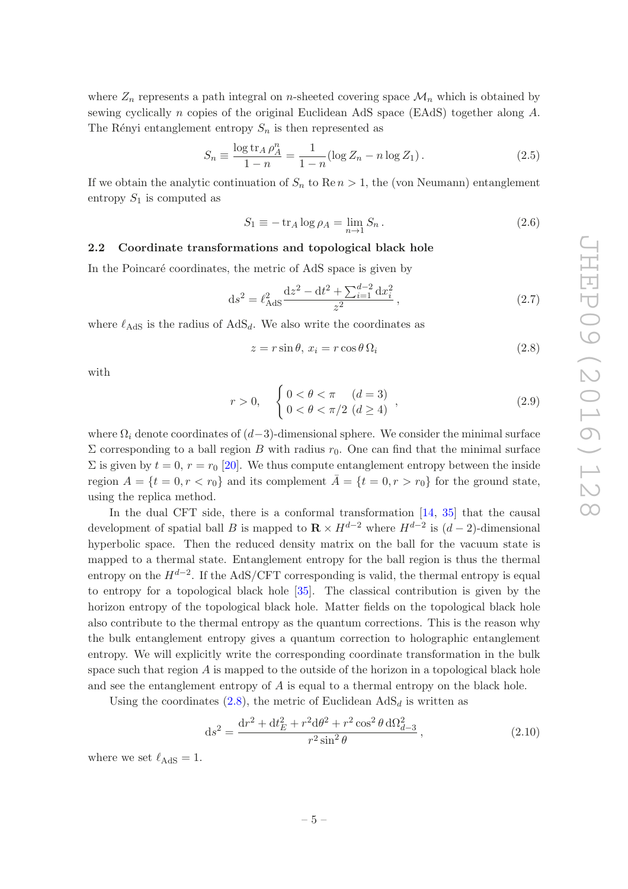where $Z_n$ represents a path integral on $n$-sheeted covering space $\mathcal{M}_n$ which is obtained by sewing cyclically $n$ copies of the original Euclidean AdS space (EAdS) together along $A$. The Rényi entanglement entropy $S_n$ is then represented as

$$S_n \equiv \frac{\log \mathrm{tr}_A \, \rho_A^n}{1-n} = \frac{1}{1-n}(\log Z_n - n \log Z_1)\,. \tag{2.5}$$

If we obtain the analytic continuation of $S_n$ to $\mathrm{Re}\, n > 1$, the (von Neumann) entanglement entropy $S_1$ is computed as

$$S_1 \equiv -\,\mathrm{tr}_A \log \rho_A = \lim_{n\to 1} S_n\,. \tag{2.6}$$

### 2.2 Coordinate transformations and topological black hole

In the Poincaré coordinates, the metric of AdS space is given by

$$\mathrm{d}s^2 = \ell_{\mathrm{AdS}}^2 \frac{\mathrm{d}z^2 - \mathrm{d}t^2 + \sum_{i=1}^{d-2} \mathrm{d}x_i^2}{z^2}\,, \tag{2.7}$$

where $\ell_{\mathrm{AdS}}$ is the radius of $\mathrm{AdS}_d$. We also write the coordinates as

$$z = r\sin\theta,\; x_i = r\cos\theta\,\Omega_i \tag{2.8}$$

with

$$r > 0, \quad \begin{cases} 0 < \theta < \pi & (d=3) \\ 0 < \theta < \pi/2 & (d \geq 4) \end{cases}\,, \tag{2.9}$$

where $\Omega_i$ denote coordinates of $(d-3)$-dimensional sphere. We consider the minimal surface $\Sigma$ corresponding to a ball region $B$ with radius $r_0$. One can find that the minimal surface $\Sigma$ is given by $t = 0$, $r = r_0$ [20]. We thus compute entanglement entropy between the inside region $A = \{t = 0, r < r_0\}$ and its complement $\bar{A} = \{t = 0, r > r_0\}$ for the ground state, using the replica method.

In the dual CFT side, there is a conformal transformation [14, 35] that the causal development of spatial ball $B$ is mapped to $\mathbf{R} \times H^{d-2}$ where $H^{d-2}$ is $(d-2)$-dimensional hyperbolic space. Then the reduced density matrix on the ball for the vacuum state is mapped to a thermal state. Entanglement entropy for the ball region is thus the thermal entropy on the $H^{d-2}$. If the AdS/CFT corresponding is valid, the thermal entropy is equal to entropy for a topological black hole [35]. The classical contribution is given by the horizon entropy of the topological black hole. Matter fields on the topological black hole also contribute to the thermal entropy as the quantum corrections. This is the reason why the bulk entanglement entropy gives a quantum correction to holographic entanglement entropy. We will explicitly write the corresponding coordinate transformation in the bulk space such that region $A$ is mapped to the outside of the horizon in a topological black hole and see the entanglement entropy of $A$ is equal to a thermal entropy on the black hole.

Using the coordinates (2.8), the metric of Euclidean $\mathrm{AdS}_d$ is written as

$$\mathrm{d}s^2 = \frac{\mathrm{d}r^2 + \mathrm{d}t_E^2 + r^2 \mathrm{d}\theta^2 + r^2\cos^2\theta\,\mathrm{d}\Omega_{d-3}^2}{r^2 \sin^2\theta}\,, \tag{2.10}$$

where we set $\ell_{\mathrm{AdS}} = 1$.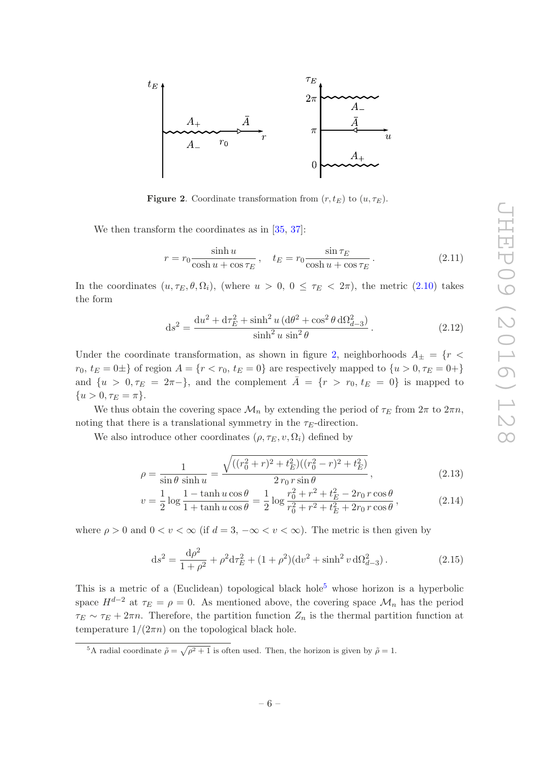$t_E$

$A_+$

$\bar{A}$

$A_-$

$r_0$

$r$

$\tau_E$

$2\pi$

$A_-$

$\bar{A}$

$\pi$

$u$

$0$

$A_+$

**Figure 2**. Coordinate transformation from $(r, t_E)$ to $(u, \tau_E)$.

We then transform the coordinates as in [35, 37]:

$$r = r_0 \frac{\sinh u}{\cosh u + \cos \tau_E}, \quad t_E = r_0 \frac{\sin \tau_E}{\cosh u + \cos \tau_E}. \tag{2.11}$$

In the coordinates $(u, \tau_E, \theta, \Omega_i)$, (where $u > 0$, $0 \leq \tau_E < 2\pi$), the metric (2.10) takes the form

$$\mathrm{d}s^2 = \frac{\mathrm{d}u^2 + \mathrm{d}\tau_E^2 + \sinh^2 u \, (\mathrm{d}\theta^2 + \cos^2\theta \, \mathrm{d}\Omega_{d-3}^2)}{\sinh^2 u \, \sin^2\theta}. \tag{2.12}$$

Under the coordinate transformation, as shown in figure 2, neighborhoods $A_\pm = \{r < r_0, \, t_E = 0\pm\}$ of region $A = \{r < r_0, \, t_E = 0\}$ are respectively mapped to $\{u > 0, \tau_E = 0+\}$ and $\{u > 0, \tau_E = 2\pi-\}$, and the complement $\bar{A} = \{r > r_0, \, t_E = 0\}$ is mapped to $\{u > 0, \tau_E = \pi\}$.

We thus obtain the covering space $\mathcal{M}_n$ by extending the period of $\tau_E$ from $2\pi$ to $2\pi n$, noting that there is a translational symmetry in the $\tau_E$-direction.

We also introduce other coordinates $(\rho, \tau_E, v, \Omega_i)$ defined by

$$\rho = \frac{1}{\sin\theta \, \sinh u} = \frac{\sqrt{((r_0^2 + r)^2 + t_E^2)((r_0^2 - r)^2 + t_E^2)}}{2 \, r_0 \, r \sin\theta}, \tag{2.13}$$

$$v = \frac{1}{2} \log \frac{1 - \tanh u \cos\theta}{1 + \tanh u \cos\theta} = \frac{1}{2} \log \frac{r_0^2 + r^2 + t_E^2 - 2r_0 \, r\cos\theta}{r_0^2 + r^2 + t_E^2 + 2r_0 \, r\cos\theta}, \tag{2.14}$$

where $\rho > 0$ and $0 < v < \infty$ (if $d = 3$, $-\infty < v < \infty$). The metric is then given by

$$\mathrm{d}s^2 = \frac{\mathrm{d}\rho^2}{1 + \rho^2} + \rho^2 \mathrm{d}\tau_E^2 + (1 + \rho^2)(\mathrm{d}v^2 + \sinh^2 v \, \mathrm{d}\Omega_{d-3}^2). \tag{2.15}$$

This is a metric of a (Euclidean) topological black hole[5] whose horizon is a hyperbolic space $H^{d-2}$ at $\tau_E = \rho = 0$. As mentioned above, the covering space $\mathcal{M}_n$ has the period $\tau_E \sim \tau_E + 2\pi n$. Therefore, the partition function $Z_n$ is the thermal partition function at temperature $1/(2\pi n)$ on the topological black hole.

[5] A radial coordinate $\tilde{\rho} = \sqrt{\rho^2 + 1}$ is often used. Then, the horizon is given by $\tilde{\rho} = 1$.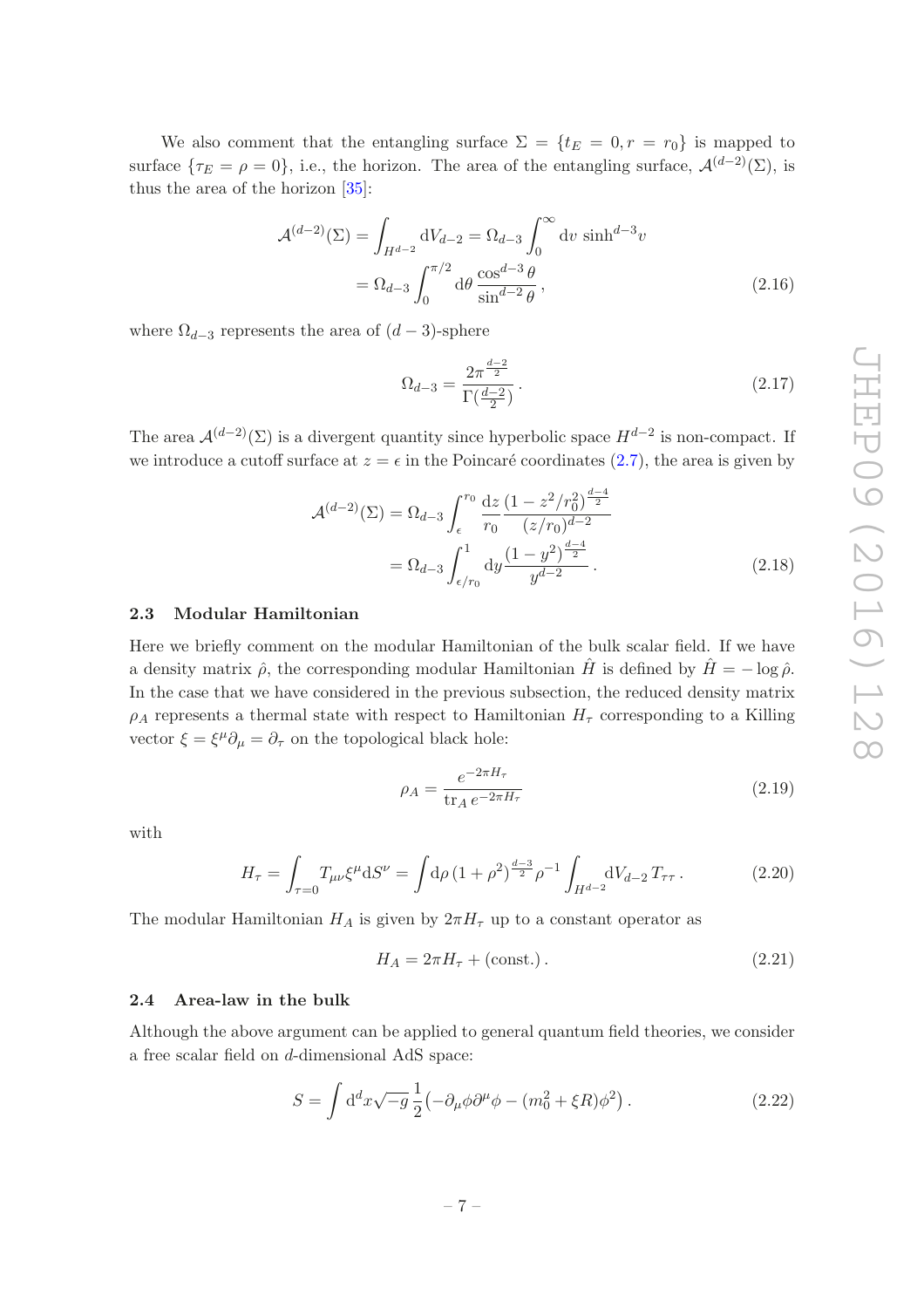We also comment that the entangling surface $\Sigma = \{t_E = 0, r = r_0\}$ is mapped to surface $\{\tau_E = \rho = 0\}$, i.e., the horizon. The area of the entangling surface, $\mathcal{A}^{(d-2)}(\Sigma)$, is thus the area of the horizon [35]:

$$
\begin{aligned}
\mathcal{A}^{(d-2)}(\Sigma) &= \int_{H^{d-2}} \mathrm{d}V_{d-2} = \Omega_{d-3} \int_0^\infty \mathrm{d}v \, \sinh^{d-3} v \\
&= \Omega_{d-3} \int_0^{\pi/2} \mathrm{d}\theta \, \frac{\cos^{d-3}\theta}{\sin^{d-2}\theta} \, ,
\end{aligned}
\tag{2.16}
$$

where $\Omega_{d-3}$ represents the area of $(d-3)$-sphere

$$
\Omega_{d-3} = \frac{2\pi^{\frac{d-2}{2}}}{\Gamma(\frac{d-2}{2})} \, . \tag{2.17}
$$

The area $\mathcal{A}^{(d-2)}(\Sigma)$ is a divergent quantity since hyperbolic space $H^{d-2}$ is non-compact. If we introduce a cutoff surface at $z = \epsilon$ in the Poincaré coordinates (2.7), the area is given by

$$
\begin{aligned}
\mathcal{A}^{(d-2)}(\Sigma) &= \Omega_{d-3} \int_\epsilon^{r_0} \frac{\mathrm{d}z}{r_0} \frac{(1 - z^2/r_0^2)^{\frac{d-4}{2}}}{(z/r_0)^{d-2}} \\
&= \Omega_{d-3} \int_{\epsilon/r_0}^1 \mathrm{d}y \frac{(1-y^2)^{\frac{d-4}{2}}}{y^{d-2}} \, .
\end{aligned}
\tag{2.18}
$$

### 2.3 Modular Hamiltonian

Here we briefly comment on the modular Hamiltonian of the bulk scalar field. If we have a density matrix $\hat{\rho}$, the corresponding modular Hamiltonian $\hat{H}$ is defined by $\hat{H} = -\log \hat{\rho}$. In the case that we have considered in the previous subsection, the reduced density matrix $\rho_A$ represents a thermal state with respect to Hamiltonian $H_\tau$ corresponding to a Killing vector $\xi = \xi^\mu \partial_\mu = \partial_\tau$ on the topological black hole:

$$
\rho_A = \frac{e^{-2\pi H_\tau}}{\mathrm{tr}_A \, e^{-2\pi H_\tau}} \tag{2.19}
$$

with

$$
H_\tau = \int_{\tau=0} T_{\mu\nu} \xi^\mu \mathrm{d}S^\nu = \int \mathrm{d}\rho \, (1+\rho^2)^{\frac{d-3}{2}} \rho^{-1} \int_{H^{d-2}} \mathrm{d}V_{d-2} \, T_{\tau\tau} \, . \tag{2.20}
$$

The modular Hamiltonian $H_A$ is given by $2\pi H_\tau$ up to a constant operator as

$$
H_A = 2\pi H_\tau + (\mathrm{const.}) \, . \tag{2.21}
$$

### 2.4 Area-law in the bulk

Although the above argument can be applied to general quantum field theories, we consider a free scalar field on $d$-dimensional AdS space:

$$
S = \int \mathrm{d}^d x \sqrt{-g} \, \frac{1}{2} \big( -\partial_\mu \phi \partial^\mu \phi - (m_0^2 + \xi R)\phi^2 \big) \, . \tag{2.22}
$$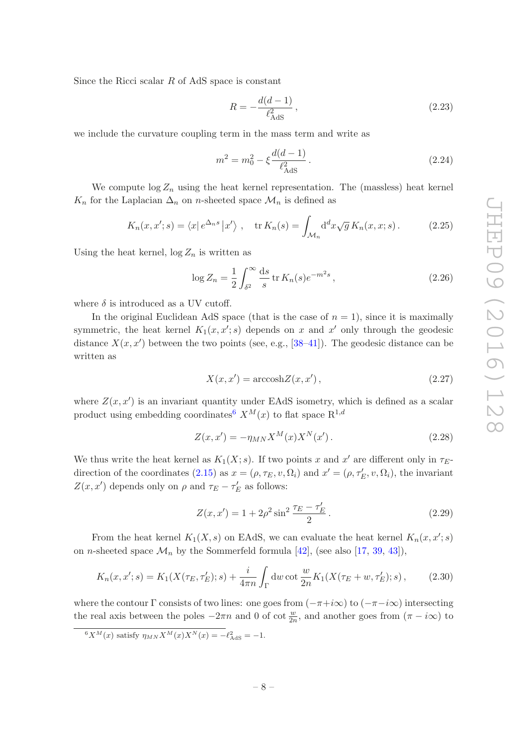Since the Ricci scalar $R$ of AdS space is constant

$$R = -\frac{d(d-1)}{\ell_{\rm AdS}^2}\,, \tag{2.23}$$

we include the curvature coupling term in the mass term and write as

$$m^2 = m_0^2 - \xi \frac{d(d-1)}{\ell_{\rm AdS}^2}\,. \tag{2.24}$$

We compute $\log Z_n$ using the heat kernel representation. The (massless) heat kernel $K_n$ for the Laplacian $\Delta_n$ on $n$-sheeted space $\mathcal{M}_n$ is defined as

$$K_n(x,x';s) = \langle x|\, e^{\Delta_n s}\, |x'\rangle\,, \quad \mathrm{tr}\, K_n(s) = \int_{\mathcal{M}_n} \mathrm{d}^d x \sqrt{g}\, K_n(x,x;s)\,. \tag{2.25}$$

Using the heat kernel, $\log Z_n$ is written as

$$\log Z_n = \frac{1}{2}\int_{\delta^2}^{\infty} \frac{\mathrm{d}s}{s}\, \mathrm{tr}\, K_n(s) e^{-m^2 s}\,, \tag{2.26}$$

where $\delta$ is introduced as a UV cutoff.

In the original Euclidean AdS space (that is the case of $n=1$), since it is maximally symmetric, the heat kernel $K_1(x,x';s)$ depends on $x$ and $x'$ only through the geodesic distance $X(x,x')$ between the two points (see, e.g., [38–41]). The geodesic distance can be written as

$$X(x,x') = \mathrm{arccosh} Z(x,x')\,, \tag{2.27}$$

where $Z(x,x')$ is an invariant quantity under EAdS isometry, which is defined as a scalar product using embedding coordinates[6] $X^M(x)$ to flat space $\mathrm{R}^{1,d}$

$$Z(x,x') = -\eta_{MN} X^M(x) X^N(x')\,. \tag{2.28}$$

We thus write the heat kernel as $K_1(X;s)$. If two points $x$ and $x'$ are different only in $\tau_E$-direction of the coordinates (2.15) as $x = (\rho, \tau_E, v, \Omega_i)$ and $x' = (\rho, \tau_E', v, \Omega_i)$, the invariant $Z(x,x')$ depends only on $\rho$ and $\tau_E - \tau_E'$ as follows:

$$Z(x,x') = 1 + 2\rho^2 \sin^2 \frac{\tau_E - \tau_E'}{2}\,. \tag{2.29}$$

From the heat kernel $K_1(X,s)$ on EAdS, we can evaluate the heat kernel $K_n(x,x';s)$ on $n$-sheeted space $\mathcal{M}_n$ by the Sommerfeld formula [42], (see also [17, 39, 43]),

$$K_n(x,x';s) = K_1(X(\tau_E,\tau_E');s) + \frac{i}{4\pi n}\int_\Gamma \mathrm{d}w \cot\frac{w}{2n} K_1(X(\tau_E + w, \tau_E');s)\,, \tag{2.30}$$

where the contour $\Gamma$ consists of two lines: one goes from $(-\pi + i\infty)$ to $(-\pi - i\infty)$ intersecting the real axis between the poles $-2\pi n$ and $0$ of $\cot\frac{w}{2n}$, and another goes from $(\pi - i\infty)$ to

[6] $X^M(x)$ satisfy $\eta_{MN}X^M(x)X^N(x) = -\ell_{\rm AdS}^2 = -1$.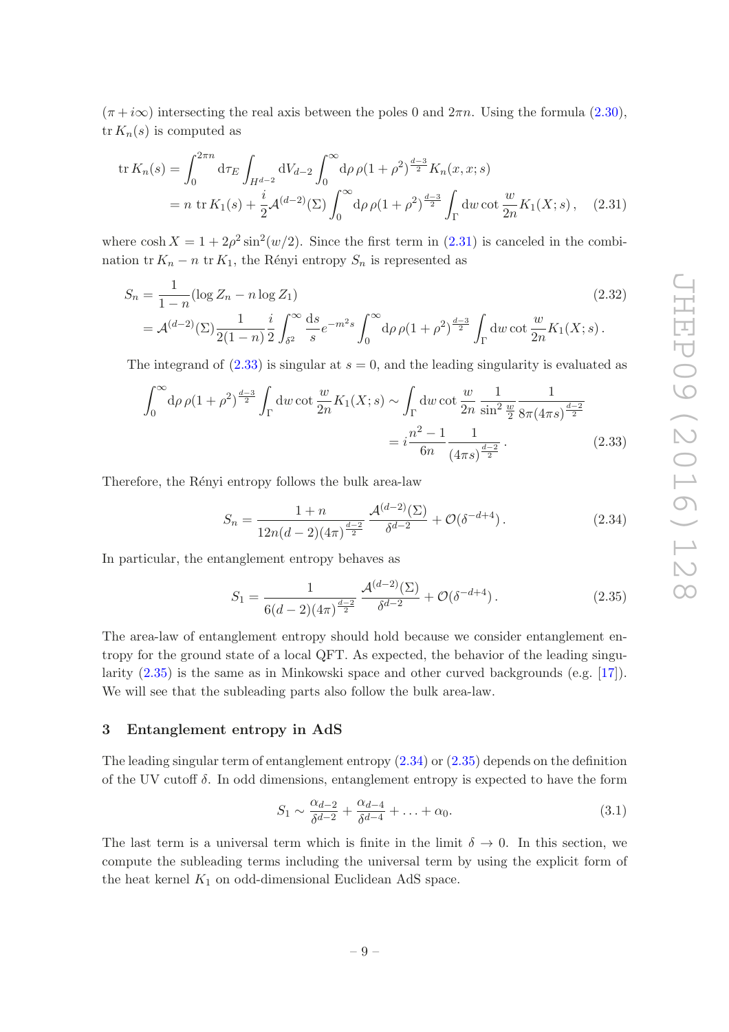$(\pi + i\infty)$ intersecting the real axis between the poles 0 and $2\pi n$. Using the formula (2.30), $\mathrm{tr}\, K_n(s)$ is computed as

$$
\begin{aligned}
\mathrm{tr}\, K_n(s) &= \int_0^{2\pi n} \mathrm{d}\tau_E \int_{H^{d-2}} \mathrm{d}V_{d-2} \int_0^\infty \mathrm{d}\rho\, \rho (1+\rho^2)^{\frac{d-3}{2}} K_n(x,x;s) \\
&= n \ \mathrm{tr}\, K_1(s) + \frac{i}{2} \mathcal{A}^{(d-2)}(\Sigma) \int_0^\infty \mathrm{d}\rho\, \rho (1+\rho^2)^{\frac{d-3}{2}} \int_\Gamma \mathrm{d}w \cot \frac{w}{2n} K_1(X;s)\,, \qquad (2.31)
\end{aligned}
$$

where $\cosh X = 1 + 2\rho^2 \sin^2(w/2)$. Since the first term in (2.31) is canceled in the combination $\mathrm{tr}\, K_n - n \ \mathrm{tr}\, K_1$, the Rényi entropy $S_n$ is represented as

$$
\begin{aligned}
S_n &= \frac{1}{1-n}(\log Z_n - n \log Z_1) \qquad (2.32) \\
&= \mathcal{A}^{(d-2)}(\Sigma) \frac{1}{2(1-n)} \frac{i}{2} \int_{\delta^2}^\infty \frac{\mathrm{d}s}{s} e^{-m^2 s} \int_0^\infty \mathrm{d}\rho\, \rho (1+\rho^2)^{\frac{d-3}{2}} \int_\Gamma \mathrm{d}w \cot \frac{w}{2n} K_1(X;s)\,.
\end{aligned}
$$

The integrand of (2.33) is singular at $s = 0$, and the leading singularity is evaluated as

$$
\begin{aligned}
\int_0^\infty \mathrm{d}\rho\, \rho (1+\rho^2)^{\frac{d-3}{2}} \int_\Gamma \mathrm{d}w \cot \frac{w}{2n} K_1(X;s) &\sim \int_\Gamma \mathrm{d}w \cot \frac{w}{2n} \frac{1}{\sin^2 \frac{w}{2}} \frac{1}{8\pi (4\pi s)^{\frac{d-2}{2}}} \\
&= i \frac{n^2-1}{6n} \frac{1}{(4\pi s)^{\frac{d-2}{2}}}\,. \qquad (2.33)
\end{aligned}
$$

Therefore, the Rényi entropy follows the bulk area-law

$$
S_n = \frac{1+n}{12n(d-2)(4\pi)^{\frac{d-2}{2}}} \frac{\mathcal{A}^{(d-2)}(\Sigma)}{\delta^{d-2}} + \mathcal{O}(\delta^{-d+4})\,. \qquad (2.34)
$$

In particular, the entanglement entropy behaves as

$$
S_1 = \frac{1}{6(d-2)(4\pi)^{\frac{d-2}{2}}} \frac{\mathcal{A}^{(d-2)}(\Sigma)}{\delta^{d-2}} + \mathcal{O}(\delta^{-d+4})\,. \qquad (2.35)
$$

The area-law of entanglement entropy should hold because we consider entanglement entropy for the ground state of a local QFT. As expected, the behavior of the leading singularity (2.35) is the same as in Minkowski space and other curved backgrounds (e.g. [17]). We will see that the subleading parts also follow the bulk area-law.

## 3 Entanglement entropy in AdS

The leading singular term of entanglement entropy (2.34) or (2.35) depends on the definition of the UV cutoff $\delta$. In odd dimensions, entanglement entropy is expected to have the form

$$
S_1 \sim \frac{\alpha_{d-2}}{\delta^{d-2}} + \frac{\alpha_{d-4}}{\delta^{d-4}} + \ldots + \alpha_0. \qquad (3.1)
$$

The last term is a universal term which is finite in the limit $\delta \to 0$. In this section, we compute the subleading terms including the universal term by using the explicit form of the heat kernel $K_1$ on odd-dimensional Euclidean AdS space.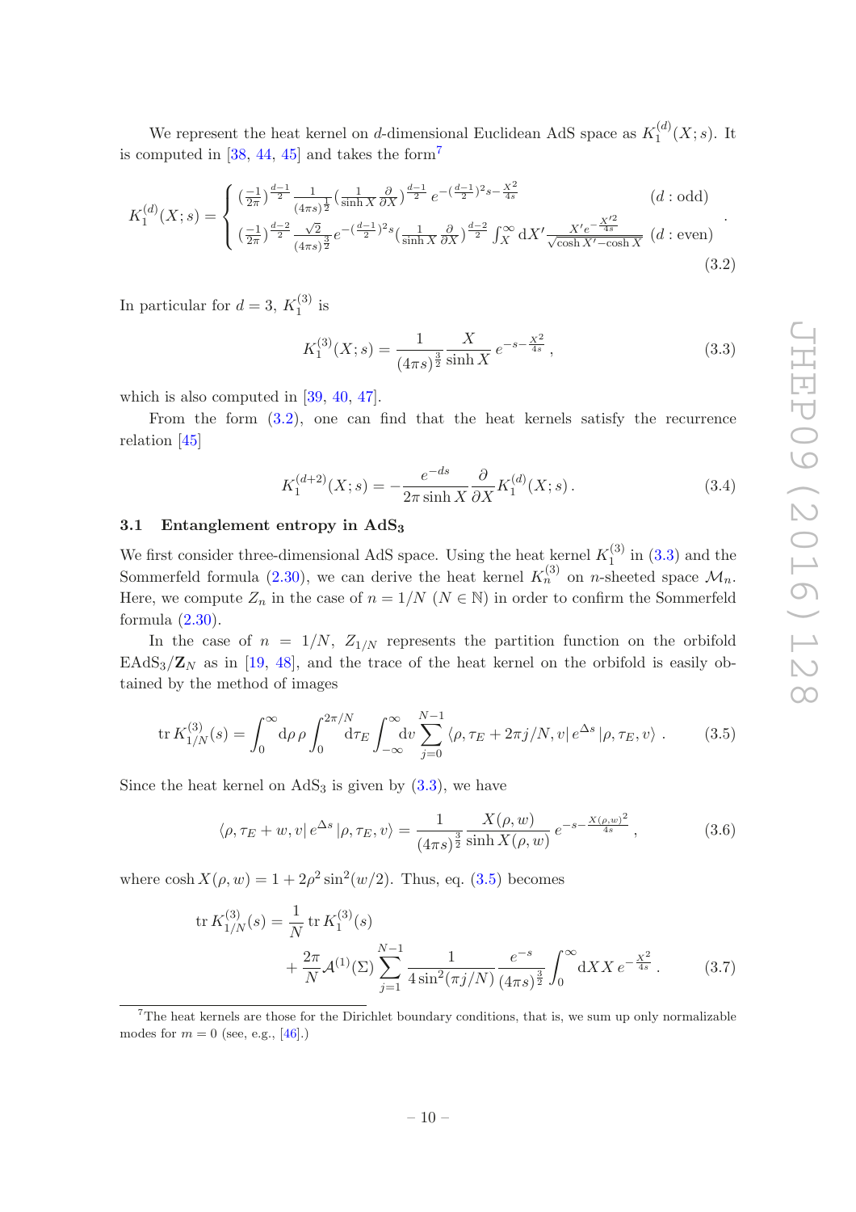We represent the heat kernel on $d$-dimensional Euclidean AdS space as $K_1^{(d)}(X;s)$. It is computed in [38, 44, 45] and takes the form[7]

$$K_1^{(d)}(X;s) = \begin{cases} \left(\frac{-1}{2\pi}\right)^{\frac{d-1}{2}} \frac{1}{(4\pi s)^{\frac{1}{2}}} \left(\frac{1}{\sinh X}\frac{\partial}{\partial X}\right)^{\frac{d-1}{2}} e^{-(\frac{d-1}{2})^2 s - \frac{X^2}{4s}} & (d:\text{odd}) \\ \left(\frac{-1}{2\pi}\right)^{\frac{d-2}{2}} \frac{\sqrt{2}}{(4\pi s)^{\frac{3}{2}}} e^{-(\frac{d-1}{2})^2 s} \left(\frac{1}{\sinh X}\frac{\partial}{\partial X}\right)^{\frac{d-2}{2}} \int_X^\infty \mathrm{d}X' \frac{X' e^{-\frac{X'^2}{4s}}}{\sqrt{\cosh X' - \cosh X}} & (d:\text{even}) \end{cases} . \tag{3.2}$$

In particular for $d=3$, $K_1^{(3)}$ is

$$K_1^{(3)}(X;s) = \frac{1}{(4\pi s)^{\frac{3}{2}}} \frac{X}{\sinh X} e^{-s-\frac{X^2}{4s}} , \tag{3.3}$$

which is also computed in [39, 40, 47].

From the form (3.2), one can find that the heat kernels satisfy the recurrence relation [45]

$$K_1^{(d+2)}(X;s) = -\frac{e^{-ds}}{2\pi \sinh X}\frac{\partial}{\partial X} K_1^{(d)}(X;s) . \tag{3.4}$$

### 3.1 Entanglement entropy in AdS$_3$

We first consider three-dimensional AdS space. Using the heat kernel $K_1^{(3)}$ in (3.3) and the Sommerfeld formula (2.30), we can derive the heat kernel $K_n^{(3)}$ on $n$-sheeted space $\mathcal{M}_n$. Here, we compute $Z_n$ in the case of $n = 1/N$ ($N \in \mathbb{N}$) in order to confirm the Sommerfeld formula (2.30).

In the case of $n = 1/N$, $Z_{1/N}$ represents the partition function on the orbifold EAdS$_3/\mathbf{Z}_N$ as in [19, 48], and the trace of the heat kernel on the orbifold is easily obtained by the method of images

$$\mathrm{tr}\, K_{1/N}^{(3)}(s) = \int_0^\infty \mathrm{d}\rho\, \rho \int_0^{2\pi/N} \mathrm{d}\tau_E \int_{-\infty}^{\infty} \mathrm{d}v \sum_{j=0}^{N-1} \langle \rho, \tau_E + 2\pi j/N, v | \, e^{\Delta s} \, |\rho, \tau_E, v\rangle . \tag{3.5}$$

Since the heat kernel on AdS$_3$ is given by (3.3), we have

$$\langle \rho, \tau_E + w, v | \, e^{\Delta s} \, |\rho, \tau_E, v\rangle = \frac{1}{(4\pi s)^{\frac{3}{2}}} \frac{X(\rho,w)}{\sinh X(\rho,w)} e^{-s-\frac{X(\rho,w)^2}{4s}} , \tag{3.6}$$

where $\cosh X(\rho,w) = 1 + 2\rho^2 \sin^2(w/2)$. Thus, eq. (3.5) becomes

$$\mathrm{tr}\, K_{1/N}^{(3)}(s) = \frac{1}{N} \mathrm{tr}\, K_1^{(3)}(s) + \frac{2\pi}{N} \mathcal{A}^{(1)}(\Sigma) \sum_{j=1}^{N-1} \frac{1}{4\sin^2(\pi j/N)} \frac{e^{-s}}{(4\pi s)^{\frac{3}{2}}} \int_0^\infty \mathrm{d}X\, X\, e^{-\frac{X^2}{4s}} . \tag{3.7}$$

---

[7] The heat kernels are those for the Dirichlet boundary conditions, that is, we sum up only normalizable modes for $m = 0$ (see, e.g., [46].)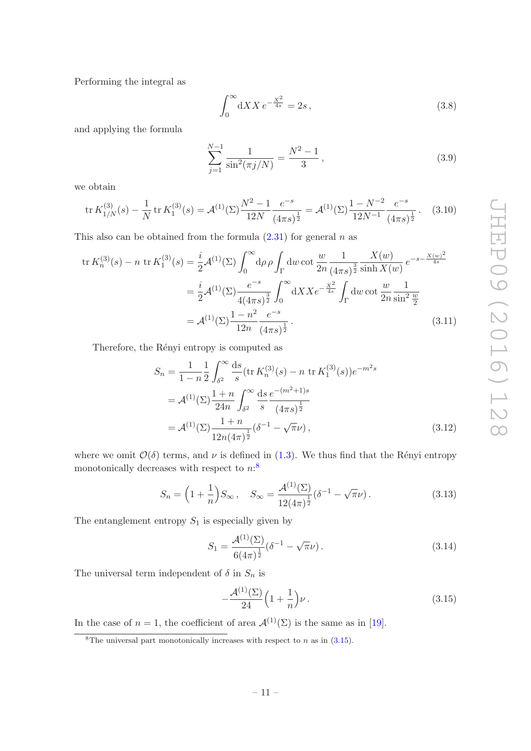Performing the integral as

$$\int_0^\infty \mathrm{d}X X\, e^{-\frac{X^2}{4s}} = 2s\,, \tag{3.8}$$

and applying the formula

$$\sum_{j=1}^{N-1} \frac{1}{\sin^2(\pi j/N)} = \frac{N^2-1}{3}\,, \tag{3.9}$$

we obtain

$$\mathrm{tr}\, K^{(3)}_{1/N}(s) - \frac{1}{N}\,\mathrm{tr}\, K^{(3)}_1(s) = \mathcal{A}^{(1)}(\Sigma)\frac{N^2-1}{12N}\frac{e^{-s}}{(4\pi s)^{\frac{1}{2}}} = \mathcal{A}^{(1)}(\Sigma)\frac{1-N^{-2}}{12N^{-1}}\frac{e^{-s}}{(4\pi s)^{\frac{1}{2}}}\,. \tag{3.10}$$

This also can be obtained from the formula (2.31) for general $n$ as

$$\begin{aligned}
\mathrm{tr}\, K^{(3)}_n(s) - n\ \mathrm{tr}\, K^{(3)}_1(s) &= \frac{i}{2}\mathcal{A}^{(1)}(\Sigma)\int_0^\infty \mathrm{d}\rho\,\rho \int_\Gamma \mathrm{d}w \cot\frac{w}{2n}\frac{1}{(4\pi s)^{\frac{3}{2}}}\frac{X(w)}{\sinh X(w)}\, e^{-s-\frac{X(w)^2}{4s}} \\
&= \frac{i}{2}\mathcal{A}^{(1)}(\Sigma)\frac{e^{-s}}{4(4\pi s)^{\frac{3}{2}}}\int_0^\infty \mathrm{d}X X e^{-\frac{X^2}{4s}}\int_\Gamma \mathrm{d}w \cot\frac{w}{2n}\frac{1}{\sin^2\frac{w}{2}} \\
&= \mathcal{A}^{(1)}(\Sigma)\frac{1-n^2}{12n}\frac{e^{-s}}{(4\pi s)^{\frac{1}{2}}}\,.
\end{aligned} \tag{3.11}$$

Therefore, the Rényi entropy is computed as

$$\begin{aligned}
S_n &= \frac{1}{1-n}\frac{1}{2}\int_{\delta^2}^\infty \frac{\mathrm{d}s}{s}(\mathrm{tr}\, K^{(3)}_n(s) - n\ \mathrm{tr}\, K^{(3)}_1(s))e^{-m^2 s} \\
&= \mathcal{A}^{(1)}(\Sigma)\frac{1+n}{24n}\int_{\delta^2}^\infty \frac{\mathrm{d}s}{s}\frac{e^{-(m^2+1)s}}{(4\pi s)^{\frac{1}{2}}} \\
&= \mathcal{A}^{(1)}(\Sigma)\frac{1+n}{12n(4\pi)^{\frac{1}{2}}}(\delta^{-1} - \sqrt{\pi}\nu)\,,
\end{aligned} \tag{3.12}$$

where we omit $\mathcal{O}(\delta)$ terms, and $\nu$ is defined in (1.3). We thus find that the Rényi entropy monotonically decreases with respect to $n$:[8]

$$S_n = \Big(1+\frac{1}{n}\Big)S_\infty\,, \quad S_\infty = \frac{\mathcal{A}^{(1)}(\Sigma)}{12(4\pi)^{\frac{1}{2}}}(\delta^{-1} - \sqrt{\pi}\nu)\,. \tag{3.13}$$

The entanglement entropy $S_1$ is especially given by

$$S_1 = \frac{\mathcal{A}^{(1)}(\Sigma)}{6(4\pi)^{\frac{1}{2}}}(\delta^{-1} - \sqrt{\pi}\nu)\,. \tag{3.14}$$

The universal term independent of $\delta$ in $S_n$ is

$$-\frac{\mathcal{A}^{(1)}(\Sigma)}{24}\Big(1+\frac{1}{n}\Big)\nu\,. \tag{3.15}$$

In the case of $n=1$, the coefficient of area $\mathcal{A}^{(1)}(\Sigma)$ is the same as in [19].

[8] The universal part monotonically increases with respect to $n$ as in (3.15).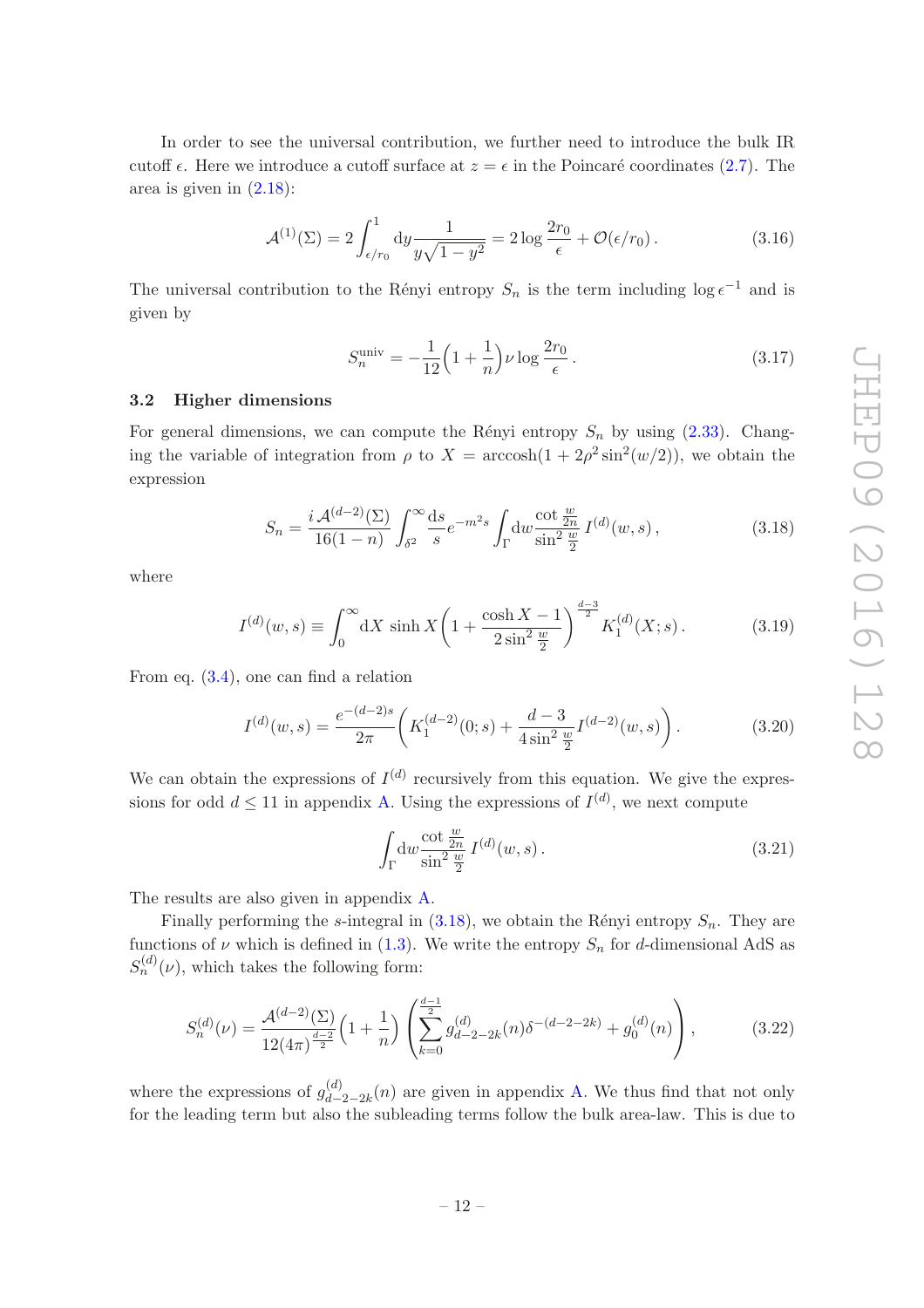In order to see the universal contribution, we further need to introduce the bulk IR cutoff $\epsilon$. Here we introduce a cutoff surface at $z = \epsilon$ in the Poincaré coordinates (2.7). The area is given in (2.18):

$$\mathcal{A}^{(1)}(\Sigma) = 2\int_{\epsilon/r_0}^{1} \mathrm{d}y \frac{1}{y\sqrt{1-y^2}} = 2\log\frac{2r_0}{\epsilon} + \mathcal{O}(\epsilon/r_0)\,. \tag{3.16}$$

The universal contribution to the Rényi entropy $S_n$ is the term including $\log \epsilon^{-1}$ and is given by

$$S_n^{\text{univ}} = -\frac{1}{12}\Big(1+\frac{1}{n}\Big)\nu\log\frac{2r_0}{\epsilon}\,. \tag{3.17}$$

### 3.2 Higher dimensions

For general dimensions, we can compute the Rényi entropy $S_n$ by using (2.33). Changing the variable of integration from $\rho$ to $X = \operatorname{arccosh}(1 + 2\rho^2\sin^2(w/2))$, we obtain the expression

$$S_n = \frac{i\,\mathcal{A}^{(d-2)}(\Sigma)}{16(1-n)}\int_{\delta^2}^{\infty}\frac{\mathrm{d}s}{s}e^{-m^2 s}\int_{\Gamma}\mathrm{d}w\frac{\cot\frac{w}{2n}}{\sin^2\frac{w}{2}}\,I^{(d)}(w,s)\,, \tag{3.18}$$

where

$$I^{(d)}(w,s) \equiv \int_0^{\infty}\mathrm{d}X\,\sinh X\left(1+\frac{\cosh X - 1}{2\sin^2\frac{w}{2}}\right)^{\frac{d-3}{2}}K_1^{(d)}(X;s)\,. \tag{3.19}$$

From eq. (3.4), one can find a relation

$$I^{(d)}(w,s) = \frac{e^{-(d-2)s}}{2\pi}\left(K_1^{(d-2)}(0;s) + \frac{d-3}{4\sin^2\frac{w}{2}}I^{(d-2)}(w,s)\right). \tag{3.20}$$

We can obtain the expressions of $I^{(d)}$ recursively from this equation. We give the expressions for odd $d \le 11$ in appendix A. Using the expressions of $I^{(d)}$, we next compute

$$\int_{\Gamma}\mathrm{d}w\frac{\cot\frac{w}{2n}}{\sin^2\frac{w}{2}}\,I^{(d)}(w,s)\,. \tag{3.21}$$

The results are also given in appendix A.

Finally performing the $s$-integral in (3.18), we obtain the Rényi entropy $S_n$. They are functions of $\nu$ which is defined in (1.3). We write the entropy $S_n$ for $d$-dimensional AdS as $S_n^{(d)}(\nu)$, which takes the following form:

$$S_n^{(d)}(\nu) = \frac{\mathcal{A}^{(d-2)}(\Sigma)}{12(4\pi)^{\frac{d-2}{2}}}\Big(1+\frac{1}{n}\Big)\left(\sum_{k=0}^{\frac{d-1}{2}}g_{d-2-2k}^{(d)}(n)\delta^{-(d-2-2k)} + g_0^{(d)}(n)\right), \tag{3.22}$$

where the expressions of $g_{d-2-2k}^{(d)}(n)$ are given in appendix A. We thus find that not only for the leading term but also the subleading terms follow the bulk area-law. This is due to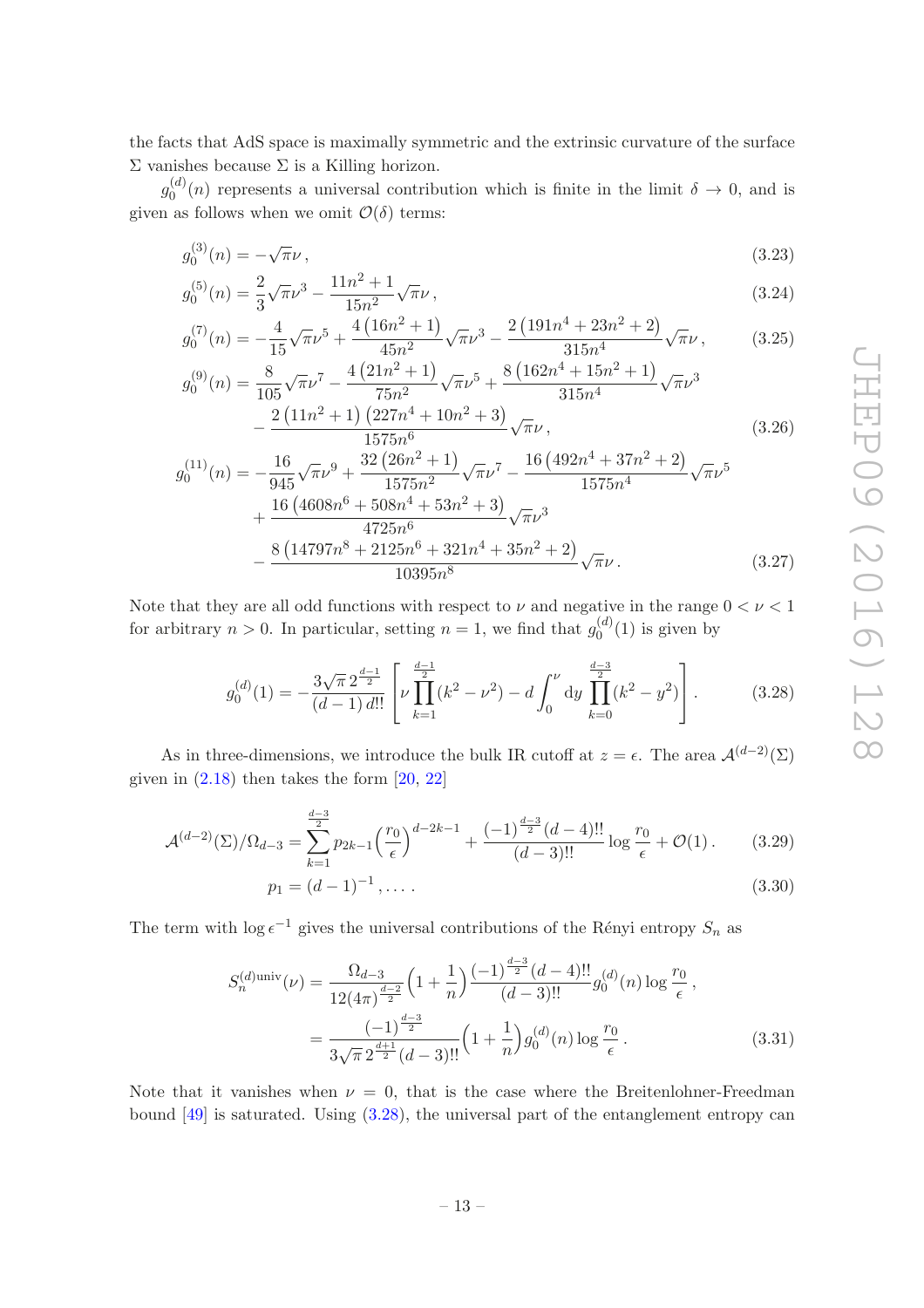the facts that AdS space is maximally symmetric and the extrinsic curvature of the surface $\Sigma$ vanishes because $\Sigma$ is a Killing horizon.

$g_0^{(d)}(n)$ represents a universal contribution which is finite in the limit $\delta \to 0$, and is given as follows when we omit $\mathcal{O}(\delta)$ terms:

$$g_0^{(3)}(n) = -\sqrt{\pi}\nu\,, \tag{3.23}$$

$$g_0^{(5)}(n) = \frac{2}{3}\sqrt{\pi}\nu^3 - \frac{11n^2+1}{15n^2}\sqrt{\pi}\nu\,, \tag{3.24}$$

$$g_0^{(7)}(n) = -\frac{4}{15}\sqrt{\pi}\nu^5 + \frac{4\left(16n^2+1\right)}{45n^2}\sqrt{\pi}\nu^3 - \frac{2\left(191n^4+23n^2+2\right)}{315n^4}\sqrt{\pi}\nu\,, \tag{3.25}$$

$$\begin{aligned} g_0^{(9)}(n) = &\frac{8}{105}\sqrt{\pi}\nu^7 - \frac{4\left(21n^2+1\right)}{75n^2}\sqrt{\pi}\nu^5 + \frac{8\left(162n^4+15n^2+1\right)}{315n^4}\sqrt{\pi}\nu^3 \\ &- \frac{2\left(11n^2+1\right)\left(227n^4+10n^2+3\right)}{1575n^6}\sqrt{\pi}\nu\,, \end{aligned} \tag{3.26}$$

$$\begin{aligned} g_0^{(11)}(n) = &-\frac{16}{945}\sqrt{\pi}\nu^9 + \frac{32\left(26n^2+1\right)}{1575n^2}\sqrt{\pi}\nu^7 - \frac{16\left(492n^4+37n^2+2\right)}{1575n^4}\sqrt{\pi}\nu^5 \\ &+ \frac{16\left(4608n^6+508n^4+53n^2+3\right)}{4725n^6}\sqrt{\pi}\nu^3 \\ &- \frac{8\left(14797n^8+2125n^6+321n^4+35n^2+2\right)}{10395n^8}\sqrt{\pi}\nu\,. \end{aligned} \tag{3.27}$$

Note that they are all odd functions with respect to $\nu$ and negative in the range $0 < \nu < 1$ for arbitrary $n > 0$. In particular, setting $n = 1$, we find that $g_0^{(d)}(1)$ is given by

$$g_0^{(d)}(1) = -\frac{3\sqrt{\pi}\,2^{\frac{d-1}{2}}}{(d-1)\,d!!}\left[\nu\prod_{k=1}^{\frac{d-1}{2}}(k^2-\nu^2) - d\int_0^\nu dy\prod_{k=0}^{\frac{d-3}{2}}(k^2-y^2)\right]. \tag{3.28}$$

As in three-dimensions, we introduce the bulk IR cutoff at $z = \epsilon$. The area $\mathcal{A}^{(d-2)}(\Sigma)$ given in (2.18) then takes the form [20, 22]

$$\mathcal{A}^{(d-2)}(\Sigma)/\Omega_{d-3} = \sum_{k=1}^{\frac{d-3}{2}} p_{2k-1}\left(\frac{r_0}{\epsilon}\right)^{d-2k-1} + \frac{(-1)^{\frac{d-3}{2}}(d-4)!!}{(d-3)!!}\log\frac{r_0}{\epsilon} + \mathcal{O}(1)\,. \tag{3.29}$$

$$p_1 = (d-1)^{-1}\,, \ldots\,. \tag{3.30}$$

The term with $\log\epsilon^{-1}$ gives the universal contributions of the Rényi entropy $S_n$ as

$$\begin{aligned} S_n^{(d)\text{univ}}(\nu) &= \frac{\Omega_{d-3}}{12(4\pi)^{\frac{d-2}{2}}}\left(1+\frac{1}{n}\right)\frac{(-1)^{\frac{d-3}{2}}(d-4)!!}{(d-3)!!}g_0^{(d)}(n)\log\frac{r_0}{\epsilon}\,, \\ &= \frac{(-1)^{\frac{d-3}{2}}}{3\sqrt{\pi}\,2^{\frac{d+1}{2}}(d-3)!!}\left(1+\frac{1}{n}\right)g_0^{(d)}(n)\log\frac{r_0}{\epsilon}\,. \end{aligned} \tag{3.31}$$

Note that it vanishes when $\nu = 0$, that is the case where the Breitenlohner-Freedman bound [49] is saturated. Using (3.28), the universal part of the entanglement entropy can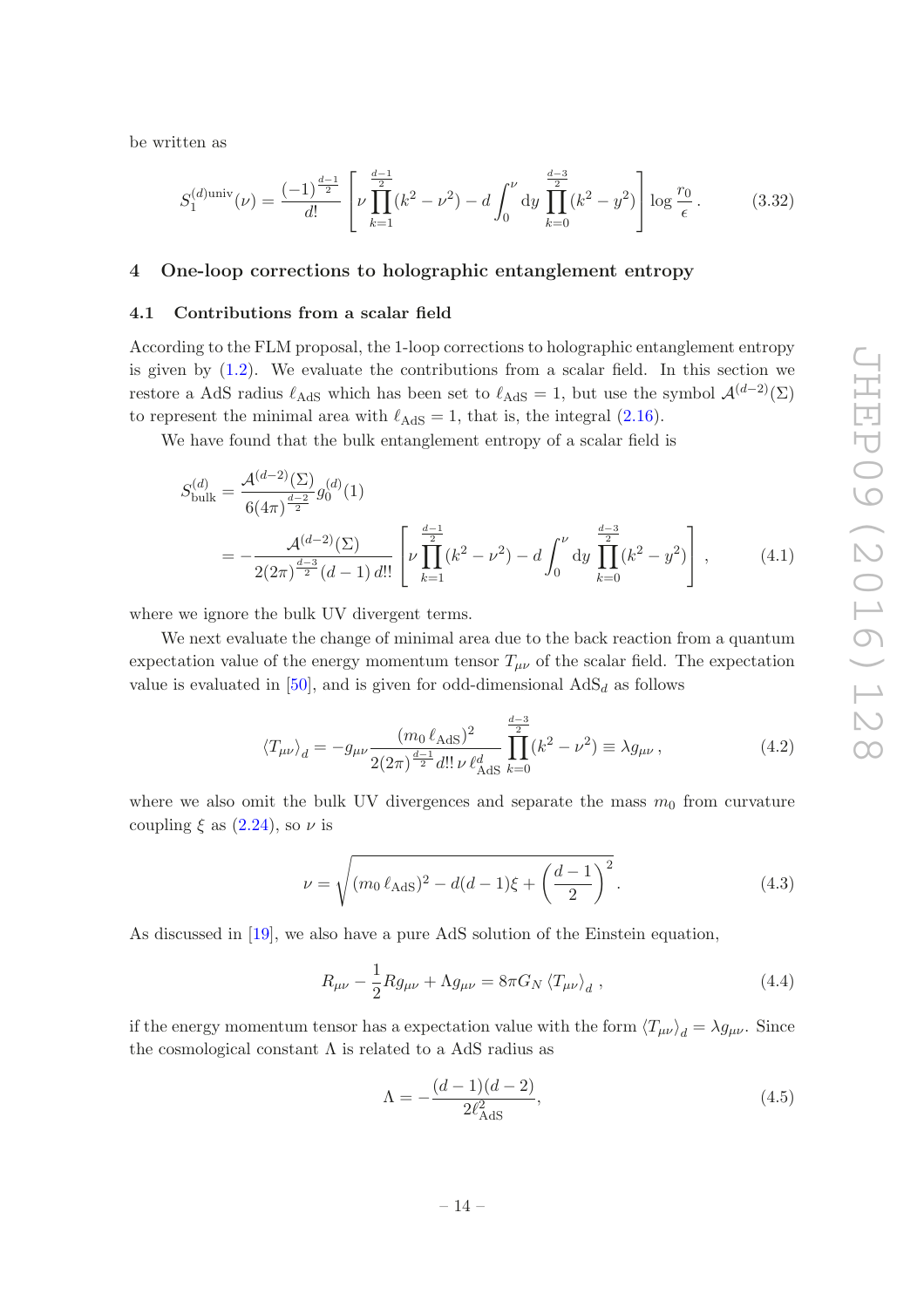be written as

$$S_1^{(d)\text{univ}}(\nu) = \frac{(-1)^{\frac{d-1}{2}}}{d!}\left[\nu\prod_{k=1}^{\frac{d-1}{2}}(k^2-\nu^2) - d\int_0^\nu \mathrm{d}y\prod_{k=0}^{\frac{d-3}{2}}(k^2-y^2)\right]\log\frac{r_0}{\epsilon}\,. \tag{3.32}$$

## 4 One-loop corrections to holographic entanglement entropy

### 4.1 Contributions from a scalar field

According to the FLM proposal, the 1-loop corrections to holographic entanglement entropy is given by (1.2). We evaluate the contributions from a scalar field. In this section we restore a AdS radius $\ell_{\text{AdS}}$ which has been set to $\ell_{\text{AdS}} = 1$, but use the symbol $\mathcal{A}^{(d-2)}(\Sigma)$ to represent the minimal area with $\ell_{\text{AdS}} = 1$, that is, the integral (2.16).

We have found that the bulk entanglement entropy of a scalar field is

$$\begin{aligned}
S_{\text{bulk}}^{(d)} &= \frac{\mathcal{A}^{(d-2)}(\Sigma)}{6(4\pi)^{\frac{d-2}{2}}}g_0^{(d)}(1) \\
&= -\frac{\mathcal{A}^{(d-2)}(\Sigma)}{2(2\pi)^{\frac{d-3}{2}}(d-1)\,d!!}\left[\nu\prod_{k=1}^{\frac{d-1}{2}}(k^2-\nu^2) - d\int_0^\nu \mathrm{d}y\prod_{k=0}^{\frac{d-3}{2}}(k^2-y^2)\right],
\end{aligned} \tag{4.1}$$

where we ignore the bulk UV divergent terms.

We next evaluate the change of minimal area due to the back reaction from a quantum expectation value of the energy momentum tensor $T_{\mu\nu}$ of the scalar field. The expectation value is evaluated in [50], and is given for odd-dimensional AdS$_d$ as follows

$$\langle T_{\mu\nu}\rangle_d = -g_{\mu\nu}\frac{(m_0\,\ell_{\text{AdS}})^2}{2(2\pi)^{\frac{d-1}{2}}d!!\,\nu\,\ell_{\text{AdS}}^d}\prod_{k=0}^{\frac{d-3}{2}}(k^2-\nu^2) \equiv \lambda g_{\mu\nu}\,, \tag{4.2}$$

where we also omit the bulk UV divergences and separate the mass $m_0$ from curvature coupling $\xi$ as (2.24), so $\nu$ is

$$\nu = \sqrt{(m_0\,\ell_{\text{AdS}})^2 - d(d-1)\xi + \left(\frac{d-1}{2}\right)^2}\,. \tag{4.3}$$

As discussed in [19], we also have a pure AdS solution of the Einstein equation,

$$R_{\mu\nu} - \frac{1}{2}Rg_{\mu\nu} + \Lambda g_{\mu\nu} = 8\pi G_N\,\langle T_{\mu\nu}\rangle_d\,, \tag{4.4}$$

if the energy momentum tensor has a expectation value with the form $\langle T_{\mu\nu}\rangle_d = \lambda g_{\mu\nu}$. Since the cosmological constant $\Lambda$ is related to a AdS radius as

$$\Lambda = -\frac{(d-1)(d-2)}{2\ell_{\text{AdS}}^2}, \tag{4.5}$$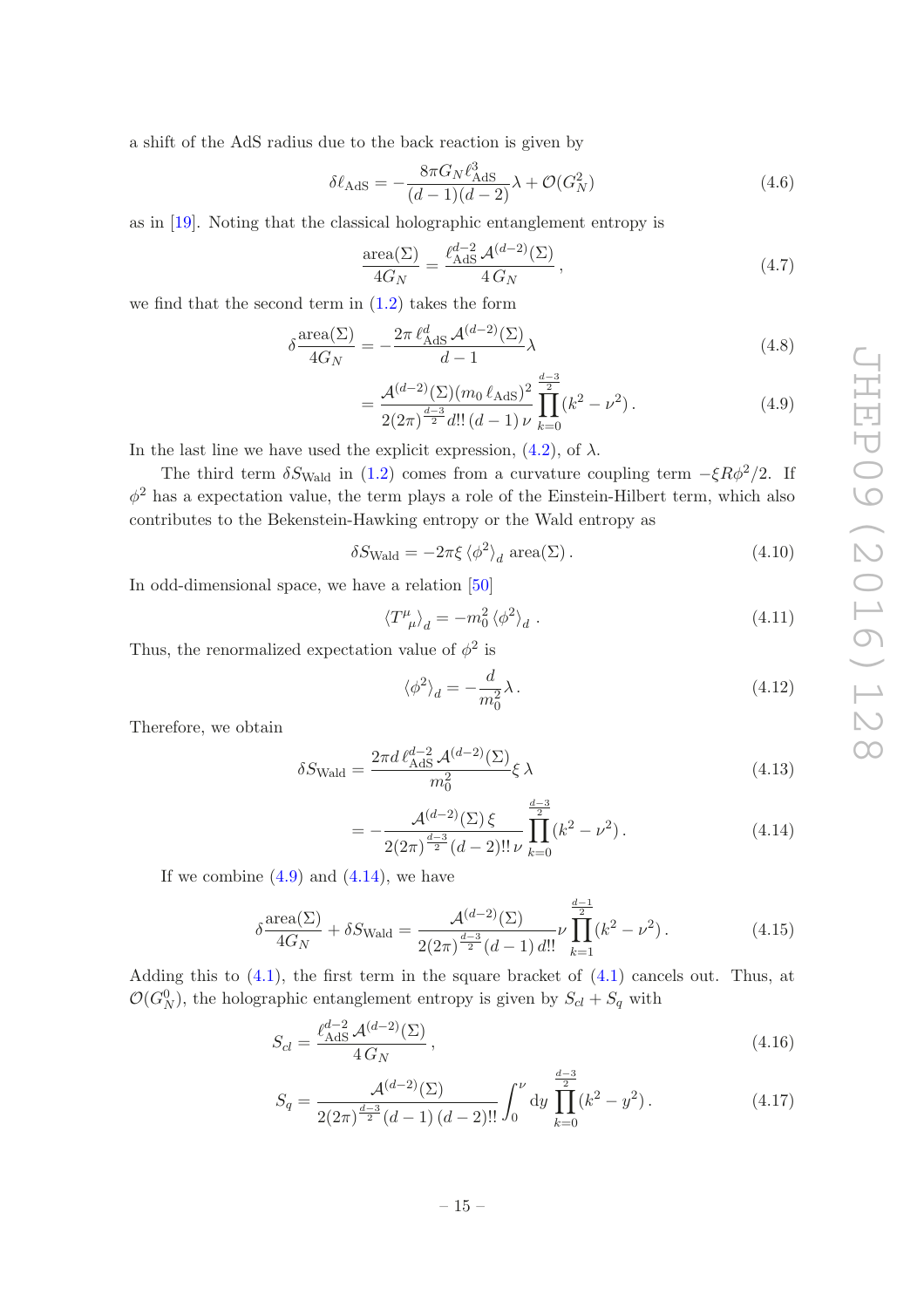a shift of the AdS radius due to the back reaction is given by

$$\delta\ell_{\mathrm{AdS}} = -\frac{8\pi G_N \ell_{\mathrm{AdS}}^3}{(d-1)(d-2)}\lambda + \mathcal{O}(G_N^2) \tag{4.6}$$

as in [19]. Noting that the classical holographic entanglement entropy is

$$\frac{\mathrm{area}(\Sigma)}{4G_N} = \frac{\ell_{\mathrm{AdS}}^{d-2}\,\mathcal{A}^{(d-2)}(\Sigma)}{4\,G_N}\,, \tag{4.7}$$

we find that the second term in (1.2) takes the form

$$\delta\frac{\mathrm{area}(\Sigma)}{4G_N} = -\frac{2\pi\,\ell_{\mathrm{AdS}}^d\,\mathcal{A}^{(d-2)}(\Sigma)}{d-1}\lambda \tag{4.8}$$

$$= \frac{\mathcal{A}^{(d-2)}(\Sigma)(m_0\,\ell_{\mathrm{AdS}})^2}{2(2\pi)^{\frac{d-3}{2}}d!!\,(d-1)\,\nu}\prod_{k=0}^{\frac{d-3}{2}}(k^2-\nu^2)\,. \tag{4.9}$$

In the last line we have used the explicit expression, (4.2), of $\lambda$.

The third term $\delta S_{\mathrm{Wald}}$ in (1.2) comes from a curvature coupling term $-\xi R\phi^2/2$. If $\phi^2$ has a expectation value, the term plays a role of the Einstein-Hilbert term, which also contributes to the Bekenstein-Hawking entropy or the Wald entropy as

$$\delta S_{\mathrm{Wald}} = -2\pi\xi\,\langle\phi^2\rangle_d\;\mathrm{area}(\Sigma)\,. \tag{4.10}$$

In odd-dimensional space, we have a relation [50]

$$\langle T^\mu{}_\mu\rangle_d = -m_0^2\,\langle\phi^2\rangle_d\,. \tag{4.11}$$

Thus, the renormalized expectation value of $\phi^2$ is

$$\langle\phi^2\rangle_d = -\frac{d}{m_0^2}\lambda\,. \tag{4.12}$$

Therefore, we obtain

$$\delta S_{\mathrm{Wald}} = \frac{2\pi d\,\ell_{\mathrm{AdS}}^{d-2}\,\mathcal{A}^{(d-2)}(\Sigma)}{m_0^2}\xi\,\lambda \tag{4.13}$$

$$= -\frac{\mathcal{A}^{(d-2)}(\Sigma)\,\xi}{2(2\pi)^{\frac{d-3}{2}}(d-2)!!\,\nu}\prod_{k=0}^{\frac{d-3}{2}}(k^2-\nu^2)\,. \tag{4.14}$$

If we combine (4.9) and (4.14), we have

$$\delta\frac{\mathrm{area}(\Sigma)}{4G_N} + \delta S_{\mathrm{Wald}} = \frac{\mathcal{A}^{(d-2)}(\Sigma)}{2(2\pi)^{\frac{d-3}{2}}(d-1)\,d!!}\nu\prod_{k=1}^{\frac{d-1}{2}}(k^2-\nu^2)\,. \tag{4.15}$$

Adding this to (4.1), the first term in the square bracket of (4.1) cancels out. Thus, at $\mathcal{O}(G_N^0)$, the holographic entanglement entropy is given by $S_{cl}+S_q$ with

$$S_{cl} = \frac{\ell_{\mathrm{AdS}}^{d-2}\,\mathcal{A}^{(d-2)}(\Sigma)}{4\,G_N}\,, \tag{4.16}$$

$$S_q = \frac{\mathcal{A}^{(d-2)}(\Sigma)}{2(2\pi)^{\frac{d-3}{2}}(d-1)\,(d-2)!!}\int_0^\nu \mathrm{d}y\prod_{k=0}^{\frac{d-3}{2}}(k^2-y^2)\,. \tag{4.17}$$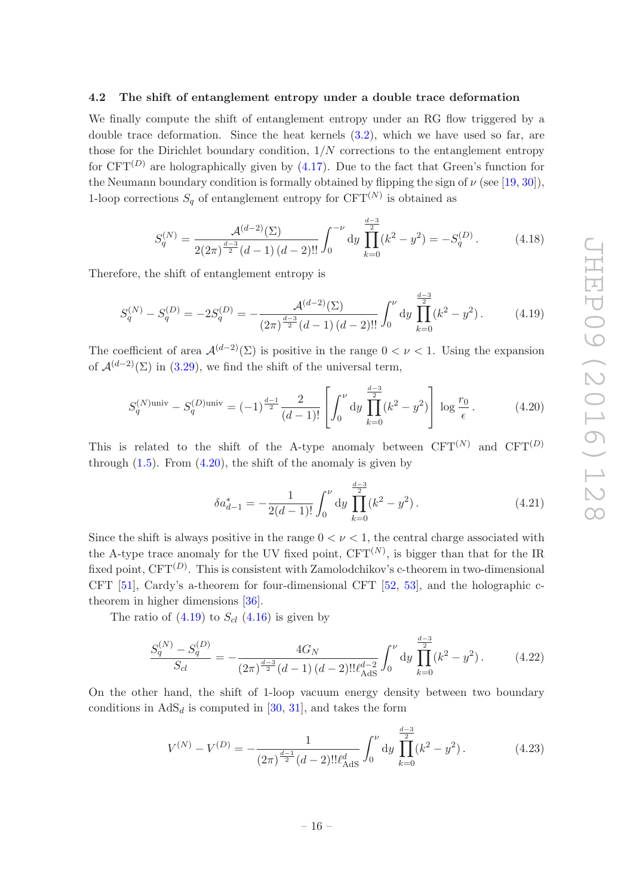### 4.2 The shift of entanglement entropy under a double trace deformation

We finally compute the shift of entanglement entropy under an RG flow triggered by a double trace deformation. Since the heat kernels (3.2), which we have used so far, are those for the Dirichlet boundary condition, $1/N$ corrections to the entanglement entropy for CFT$^{(D)}$ are holographically given by (4.17). Due to the fact that Green's function for the Neumann boundary condition is formally obtained by flipping the sign of $\nu$ (see [19, 30]), 1-loop corrections $S_q$ of entanglement entropy for CFT$^{(N)}$ is obtained as

$$S_q^{(N)} = \frac{\mathcal{A}^{(d-2)}(\Sigma)}{2(2\pi)^{\frac{d-3}{2}}(d-1)\,(d-2)!!}\int_0^{-\nu} \mathrm{d}y \prod_{k=0}^{\frac{d-3}{2}}(k^2-y^2) = -S_q^{(D)}\,. \tag{4.18}$$

Therefore, the shift of entanglement entropy is

$$S_q^{(N)} - S_q^{(D)} = -2S_q^{(D)} = -\frac{\mathcal{A}^{(d-2)}(\Sigma)}{(2\pi)^{\frac{d-3}{2}}(d-1)\,(d-2)!!}\int_0^{\nu} \mathrm{d}y \prod_{k=0}^{\frac{d-3}{2}}(k^2-y^2)\,. \tag{4.19}$$

The coefficient of area $\mathcal{A}^{(d-2)}(\Sigma)$ is positive in the range $0<\nu<1$. Using the expansion of $\mathcal{A}^{(d-2)}(\Sigma)$ in (3.29), we find the shift of the universal term,

$$S_q^{(N)\mathrm{univ}} - S_q^{(D)\mathrm{univ}} = (-1)^{\frac{d-1}{2}}\frac{2}{(d-1)!}\left[\int_0^{\nu} \mathrm{d}y \prod_{k=0}^{\frac{d-3}{2}}(k^2-y^2)\right]\log\frac{r_0}{\epsilon}\,. \tag{4.20}$$

This is related to the shift of the A-type anomaly between CFT$^{(N)}$ and CFT$^{(D)}$ through (1.5). From (4.20), the shift of the anomaly is given by

$$\delta a^*_{d-1} = -\frac{1}{2(d-1)!}\int_0^{\nu} \mathrm{d}y \prod_{k=0}^{\frac{d-3}{2}}(k^2-y^2)\,. \tag{4.21}$$

Since the shift is always positive in the range $0<\nu<1$, the central charge associated with the A-type trace anomaly for the UV fixed point, CFT$^{(N)}$, is bigger than that for the IR fixed point, CFT$^{(D)}$. This is consistent with Zamolodchikov's c-theorem in two-dimensional CFT [51], Cardy's a-theorem for four-dimensional CFT [52, 53], and the holographic c-theorem in higher dimensions [36].

The ratio of (4.19) to $S_{cl}$ (4.16) is given by

$$\frac{S_q^{(N)} - S_q^{(D)}}{S_{cl}} = -\frac{4G_N}{(2\pi)^{\frac{d-3}{2}}(d-1)\,(d-2)!!\,\ell_{\mathrm{AdS}}^{d-2}}\int_0^{\nu} \mathrm{d}y \prod_{k=0}^{\frac{d-3}{2}}(k^2-y^2)\,. \tag{4.22}$$

On the other hand, the shift of 1-loop vacuum energy density between two boundary conditions in AdS$_d$ is computed in [30, 31], and takes the form

$$V^{(N)} - V^{(D)} = -\frac{1}{(2\pi)^{\frac{d-1}{2}}(d-2)!!\,\ell_{\mathrm{AdS}}^{d}}\int_0^{\nu} \mathrm{d}y \prod_{k=0}^{\frac{d-3}{2}}(k^2-y^2)\,. \tag{4.23}$$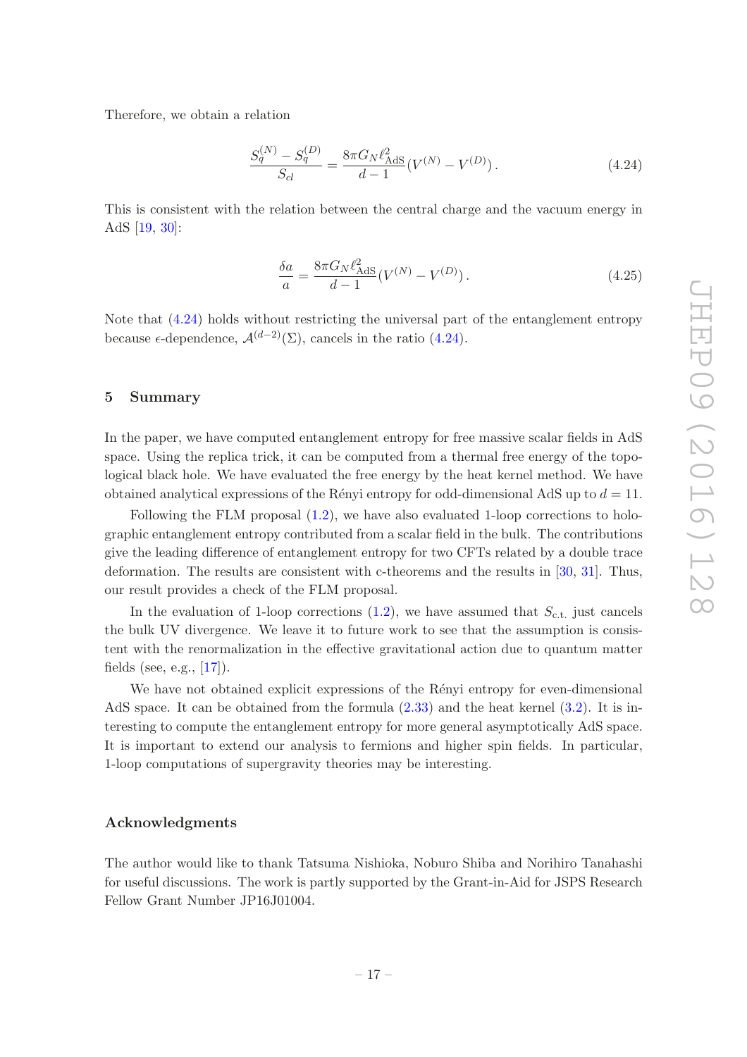Therefore, we obtain a relation

$$\frac{S_q^{(N)} - S_q^{(D)}}{S_{cl}} = \frac{8\pi G_N \ell_{\rm AdS}^2}{d-1}(V^{(N)} - V^{(D)})\,. \tag{4.24}$$

This is consistent with the relation between the central charge and the vacuum energy in AdS [19, 30]:

$$\frac{\delta a}{a} = \frac{8\pi G_N \ell_{\rm AdS}^2}{d-1}(V^{(N)} - V^{(D)})\,. \tag{4.25}$$

Note that (4.24) holds without restricting the universal part of the entanglement entropy because $\epsilon$-dependence, $\mathcal{A}^{(d-2)}(\Sigma)$, cancels in the ratio (4.24).

## 5 Summary

In the paper, we have computed entanglement entropy for free massive scalar fields in AdS space. Using the replica trick, it can be computed from a thermal free energy of the topological black hole. We have evaluated the free energy by the heat kernel method. We have obtained analytical expressions of the Rényi entropy for odd-dimensional AdS up to $d = 11$.

Following the FLM proposal (1.2), we have also evaluated 1-loop corrections to holographic entanglement entropy contributed from a scalar field in the bulk. The contributions give the leading difference of entanglement entropy for two CFTs related by a double trace deformation. The results are consistent with c-theorems and the results in [30, 31]. Thus, our result provides a check of the FLM proposal.

In the evaluation of 1-loop corrections (1.2), we have assumed that $S_{\rm c.t.}$ just cancels the bulk UV divergence. We leave it to future work to see that the assumption is consistent with the renormalization in the effective gravitational action due to quantum matter fields (see, e.g., [17]).

We have not obtained explicit expressions of the Rényi entropy for even-dimensional AdS space. It can be obtained from the formula (2.33) and the heat kernel (3.2). It is interesting to compute the entanglement entropy for more general asymptotically AdS space. It is important to extend our analysis to fermions and higher spin fields. In particular, 1-loop computations of supergravity theories may be interesting.

### Acknowledgments

The author would like to thank Tatsuma Nishioka, Noburo Shiba and Norihiro Tanahashi for useful discussions. The work is partly supported by the Grant-in-Aid for JSPS Research Fellow Grant Number JP16J01004.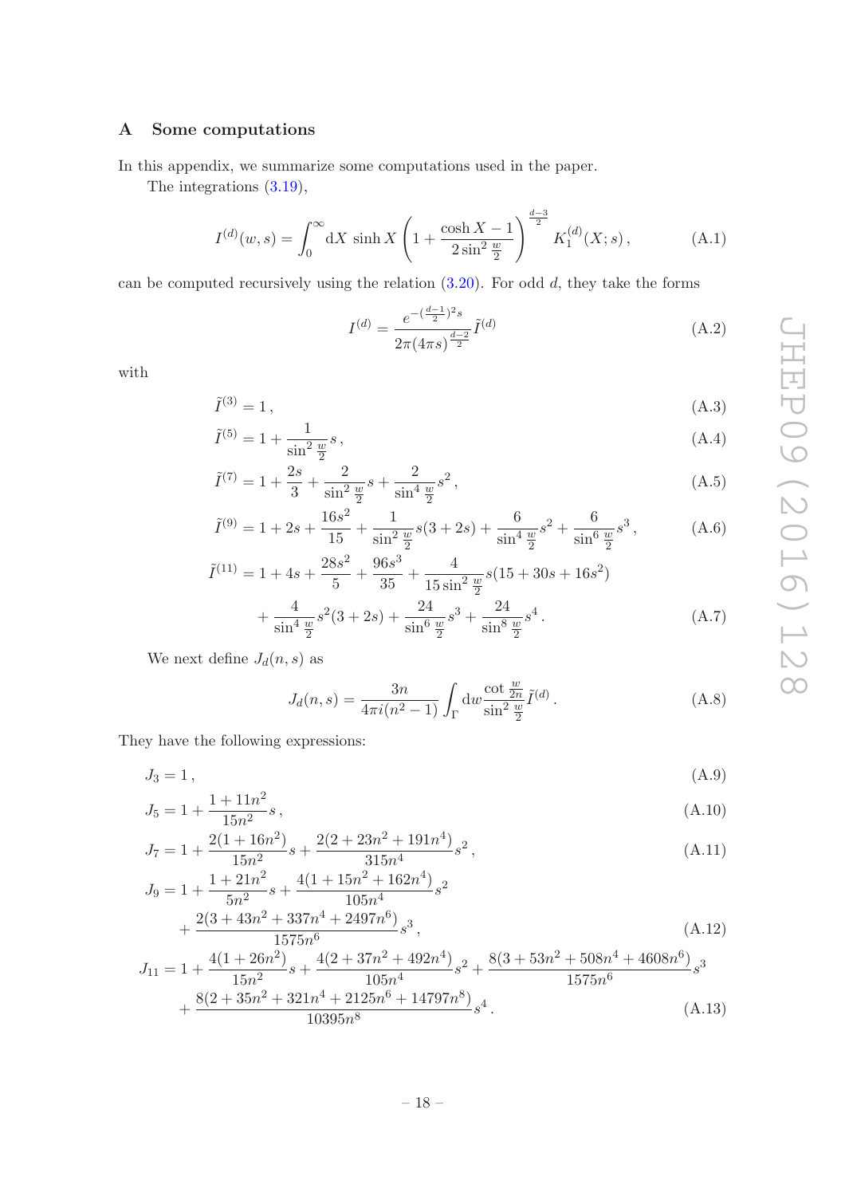## A Some computations

In this appendix, we summarize some computations used in the paper.

The integrations (3.19),

$$I^{(d)}(w,s) = \int_0^\infty \mathrm{d}X\, \sinh X \left(1 + \frac{\cosh X - 1}{2\sin^2\frac{w}{2}}\right)^{\frac{d-3}{2}} K_1^{(d)}(X;s)\,, \tag{A.1}$$

can be computed recursively using the relation (3.20). For odd $d$, they take the forms

$$I^{(d)} = \frac{e^{-(\frac{d-1}{2})^2 s}}{2\pi(4\pi s)^{\frac{d-2}{2}}}\tilde{I}^{(d)} \tag{A.2}$$

with

$$\tilde{I}^{(3)} = 1\,, \tag{A.3}$$

$$\tilde{I}^{(5)} = 1 + \frac{1}{\sin^2\frac{w}{2}}s\,, \tag{A.4}$$

$$\tilde{I}^{(7)} = 1 + \frac{2s}{3} + \frac{2}{\sin^2\frac{w}{2}}s + \frac{2}{\sin^4\frac{w}{2}}s^2\,, \tag{A.5}$$

$$\tilde{I}^{(9)} = 1 + 2s + \frac{16s^2}{15} + \frac{1}{\sin^2\frac{w}{2}}s(3+2s) + \frac{6}{\sin^4\frac{w}{2}}s^2 + \frac{6}{\sin^6\frac{w}{2}}s^3\,, \tag{A.6}$$

$$\begin{aligned}\tilde{I}^{(11)} = {}& 1 + 4s + \frac{28s^2}{5} + \frac{96s^3}{35} + \frac{4}{15\sin^2\frac{w}{2}}s(15+30s+16s^2) \\ &+ \frac{4}{\sin^4\frac{w}{2}}s^2(3+2s) + \frac{24}{\sin^6\frac{w}{2}}s^3 + \frac{24}{\sin^8\frac{w}{2}}s^4\,.\end{aligned} \tag{A.7}$$

We next define $J_d(n,s)$ as

$$J_d(n,s) = \frac{3n}{4\pi i(n^2-1)}\int_\Gamma \mathrm{d}w \frac{\cot\frac{w}{2n}}{\sin^2\frac{w}{2}}\tilde{I}^{(d)}\,. \tag{A.8}$$

They have the following expressions:

$$J_3 = 1\,, \tag{A.9}$$

$$J_5 = 1 + \frac{1+11n^2}{15n^2}s\,, \tag{A.10}$$

$$J_7 = 1 + \frac{2(1+16n^2)}{15n^2}s + \frac{2(2+23n^2+191n^4)}{315n^4}s^2\,, \tag{A.11}$$

$$\begin{aligned}J_9 = {}& 1 + \frac{1+21n^2}{5n^2}s + \frac{4(1+15n^2+162n^4)}{105n^4}s^2 \\ &+ \frac{2(3+43n^2+337n^4+2497n^6)}{1575n^6}s^3\,,\end{aligned} \tag{A.12}$$

$$\begin{aligned}J_{11} = {}& 1 + \frac{4(1+26n^2)}{15n^2}s + \frac{4(2+37n^2+492n^4)}{105n^4}s^2 + \frac{8(3+53n^2+508n^4+4608n^6)}{1575n^6}s^3 \\ &+ \frac{8(2+35n^2+321n^4+2125n^6+14797n^8)}{10395n^8}s^4\,.\end{aligned} \tag{A.13}$$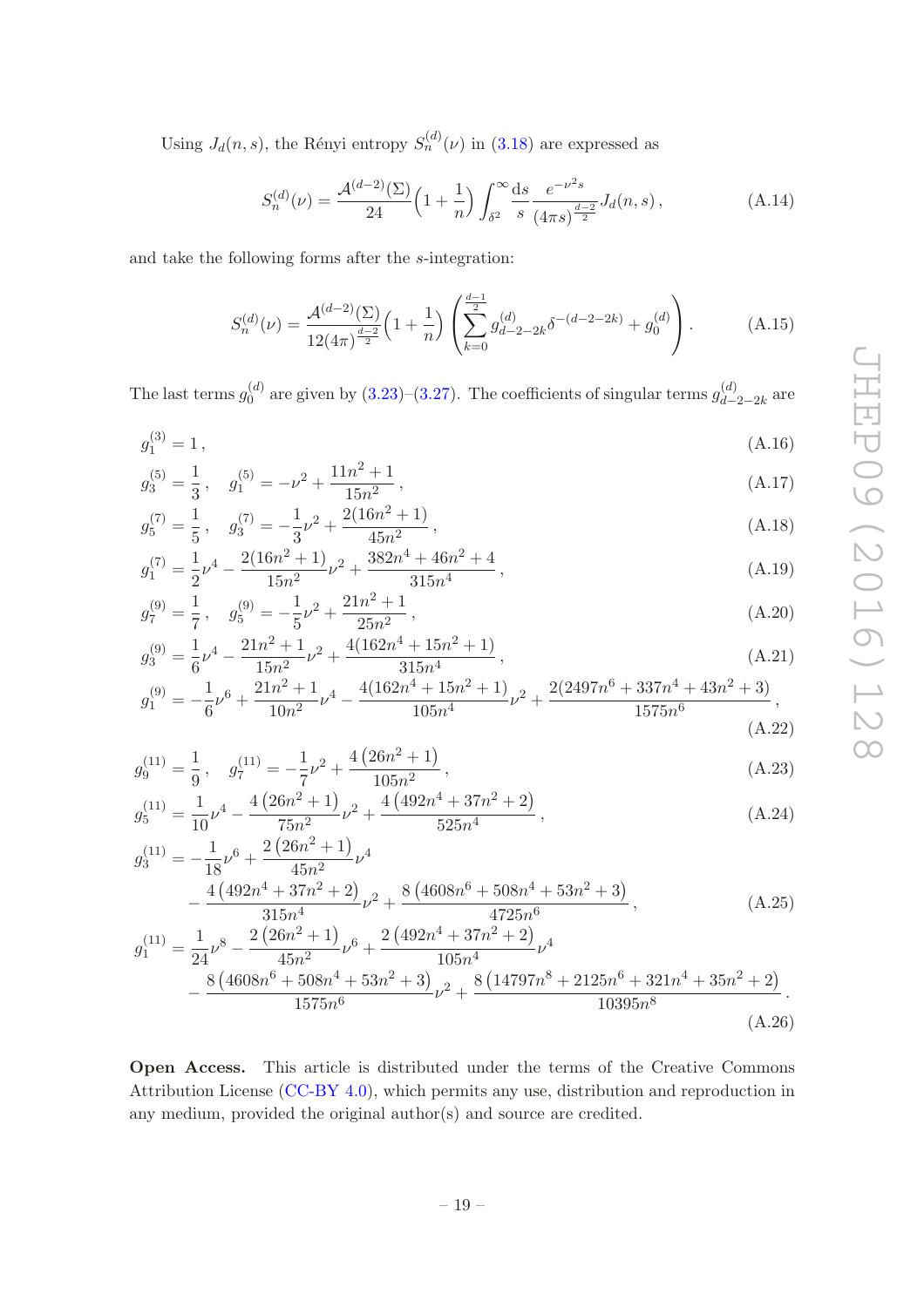Using $J_d(n,s)$, the Rényi entropy $S_n^{(d)}(\nu)$ in (3.18) are expressed as

$$S_n^{(d)}(\nu) = \frac{\mathcal{A}^{(d-2)}(\Sigma)}{24}\Big(1+\frac{1}{n}\Big)\int_{\delta^2}^{\infty}\frac{ds}{s}\frac{e^{-\nu^2 s}}{(4\pi s)^{\frac{d-2}{2}}}J_d(n,s)\,, \tag{A.14}$$

and take the following forms after the $s$-integration:

$$S_n^{(d)}(\nu) = \frac{\mathcal{A}^{(d-2)}(\Sigma)}{12(4\pi)^{\frac{d-2}{2}}}\Big(1+\frac{1}{n}\Big)\left(\sum_{k=0}^{\frac{d-1}{2}} g_{d-2-2k}^{(d)}\delta^{-(d-2-2k)} + g_0^{(d)}\right). \tag{A.15}$$

The last terms $g_0^{(d)}$ are given by (3.23)–(3.27). The coefficients of singular terms $g_{d-2-2k}^{(d)}$ are

$$g_1^{(3)} = 1\,, \tag{A.16}$$

$$g_3^{(5)} = \frac{1}{3}\,, \quad g_1^{(5)} = -\nu^2 + \frac{11n^2+1}{15n^2}\,, \tag{A.17}$$

$$g_5^{(7)} = \frac{1}{5}\,, \quad g_3^{(7)} = -\frac{1}{3}\nu^2 + \frac{2(16n^2+1)}{45n^2}\,, \tag{A.18}$$

$$g_1^{(7)} = \frac{1}{2}\nu^4 - \frac{2(16n^2+1)}{15n^2}\nu^2 + \frac{382n^4+46n^2+4}{315n^4}\,, \tag{A.19}$$

$$g_7^{(9)} = \frac{1}{7}\,, \quad g_5^{(9)} = -\frac{1}{5}\nu^2 + \frac{21n^2+1}{25n^2}\,, \tag{A.20}$$

$$g_3^{(9)} = \frac{1}{6}\nu^4 - \frac{21n^2+1}{15n^2}\nu^2 + \frac{4(162n^4+15n^2+1)}{315n^4}\,, \tag{A.21}$$

$$g_1^{(9)} = -\frac{1}{6}\nu^6 + \frac{21n^2+1}{10n^2}\nu^4 - \frac{4(162n^4+15n^2+1)}{105n^4}\nu^2 + \frac{2(2497n^6+337n^4+43n^2+3)}{1575n^6}\,, \tag{A.22}$$

$$g_9^{(11)} = \frac{1}{9}\,, \quad g_7^{(11)} = -\frac{1}{7}\nu^2 + \frac{4\left(26n^2+1\right)}{105n^2}\,, \tag{A.23}$$

$$g_5^{(11)} = \frac{1}{10}\nu^4 - \frac{4\left(26n^2+1\right)}{75n^2}\nu^2 + \frac{4\left(492n^4+37n^2+2\right)}{525n^4}\,, \tag{A.24}$$

$$g_3^{(11)} = -\frac{1}{18}\nu^6 + \frac{2\left(26n^2+1\right)}{45n^2}\nu^4 - \frac{4\left(492n^4+37n^2+2\right)}{315n^4}\nu^2 + \frac{8\left(4608n^6+508n^4+53n^2+3\right)}{4725n^6}\,, \tag{A.25}$$

$$g_1^{(11)} = \frac{1}{24}\nu^8 - \frac{2\left(26n^2+1\right)}{45n^2}\nu^6 + \frac{2\left(492n^4+37n^2+2\right)}{105n^4}\nu^4 - \frac{8\left(4608n^6+508n^4+53n^2+3\right)}{1575n^6}\nu^2 + \frac{8\left(14797n^8+2125n^6+321n^4+35n^2+2\right)}{10395n^8}\,. \tag{A.26}$$

**Open Access.** This article is distributed under the terms of the Creative Commons Attribution License (CC-BY 4.0), which permits any use, distribution and reproduction in any medium, provided the original author(s) and source are credited.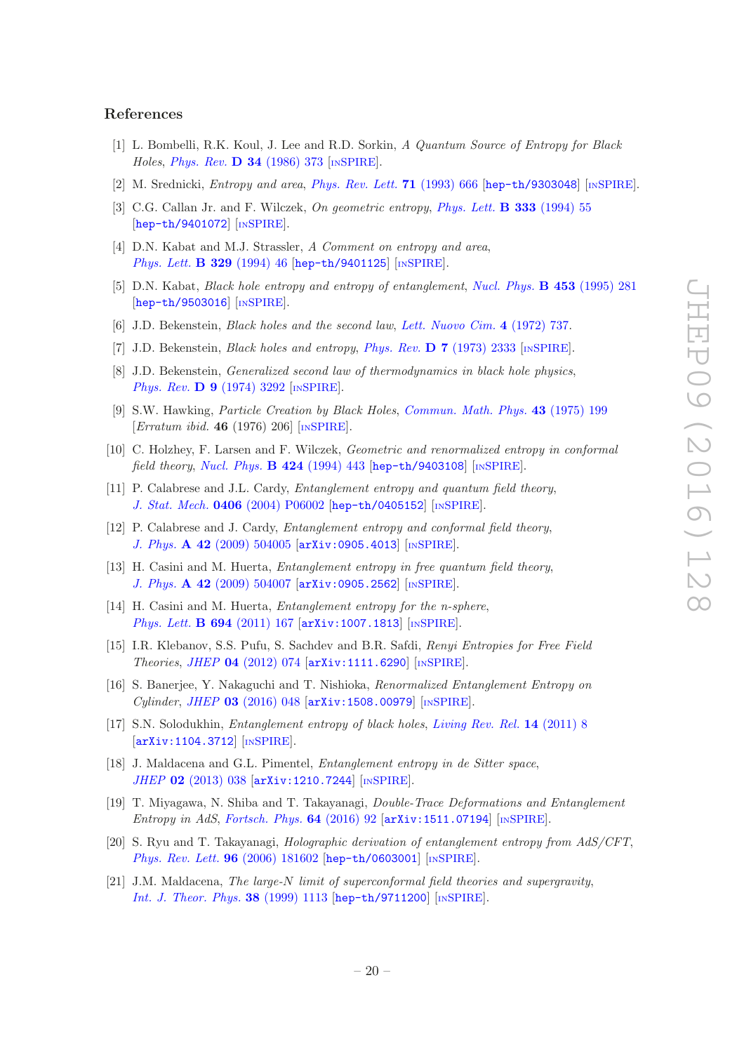## References

[1] L. Bombelli, R.K. Koul, J. Lee and R.D. Sorkin, *A Quantum Source of Entropy for Black Holes*, *Phys. Rev.* **D 34** (1986) 373 [INSPIRE].

[2] M. Srednicki, *Entropy and area*, *Phys. Rev. Lett.* **71** (1993) 666 [hep-th/9303048] [INSPIRE].

[3] C.G. Callan Jr. and F. Wilczek, *On geometric entropy*, *Phys. Lett.* **B 333** (1994) 55 [hep-th/9401072] [INSPIRE].

[4] D.N. Kabat and M.J. Strassler, *A Comment on entropy and area*, *Phys. Lett.* **B 329** (1994) 46 [hep-th/9401125] [INSPIRE].

[5] D.N. Kabat, *Black hole entropy and entropy of entanglement*, *Nucl. Phys.* **B 453** (1995) 281 [hep-th/9503016] [INSPIRE].

[6] J.D. Bekenstein, *Black holes and the second law*, *Lett. Nuovo Cim.* **4** (1972) 737.

[7] J.D. Bekenstein, *Black holes and entropy*, *Phys. Rev.* **D 7** (1973) 2333 [INSPIRE].

[8] J.D. Bekenstein, *Generalized second law of thermodynamics in black hole physics*, *Phys. Rev.* **D 9** (1974) 3292 [INSPIRE].

[9] S.W. Hawking, *Particle Creation by Black Holes*, *Commun. Math. Phys.* **43** (1975) 199 [*Erratum ibid.* **46** (1976) 206] [INSPIRE].

[10] C. Holzhey, F. Larsen and F. Wilczek, *Geometric and renormalized entropy in conformal field theory*, *Nucl. Phys.* **B 424** (1994) 443 [hep-th/9403108] [INSPIRE].

[11] P. Calabrese and J.L. Cardy, *Entanglement entropy and quantum field theory*, *J. Stat. Mech.* **0406** (2004) P06002 [hep-th/0405152] [INSPIRE].

[12] P. Calabrese and J. Cardy, *Entanglement entropy and conformal field theory*, *J. Phys.* **A 42** (2009) 504005 [arXiv:0905.4013] [INSPIRE].

[13] H. Casini and M. Huerta, *Entanglement entropy in free quantum field theory*, *J. Phys.* **A 42** (2009) 504007 [arXiv:0905.2562] [INSPIRE].

[14] H. Casini and M. Huerta, *Entanglement entropy for the n-sphere*, *Phys. Lett.* **B 694** (2011) 167 [arXiv:1007.1813] [INSPIRE].

[15] I.R. Klebanov, S.S. Pufu, S. Sachdev and B.R. Safdi, *Renyi Entropies for Free Field Theories*, *JHEP* **04** (2012) 074 [arXiv:1111.6290] [INSPIRE].

[16] S. Banerjee, Y. Nakaguchi and T. Nishioka, *Renormalized Entanglement Entropy on Cylinder*, *JHEP* **03** (2016) 048 [arXiv:1508.00979] [INSPIRE].

[17] S.N. Solodukhin, *Entanglement entropy of black holes*, *Living Rev. Rel.* **14** (2011) 8 [arXiv:1104.3712] [INSPIRE].

[18] J. Maldacena and G.L. Pimentel, *Entanglement entropy in de Sitter space*, *JHEP* **02** (2013) 038 [arXiv:1210.7244] [INSPIRE].

[19] T. Miyagawa, N. Shiba and T. Takayanagi, *Double-Trace Deformations and Entanglement Entropy in AdS*, *Fortsch. Phys.* **64** (2016) 92 [arXiv:1511.07194] [INSPIRE].

[20] S. Ryu and T. Takayanagi, *Holographic derivation of entanglement entropy from AdS/CFT*, *Phys. Rev. Lett.* **96** (2006) 181602 [hep-th/0603001] [INSPIRE].

[21] J.M. Maldacena, *The large-N limit of superconformal field theories and supergravity*, *Int. J. Theor. Phys.* **38** (1999) 1113 [hep-th/9711200] [INSPIRE].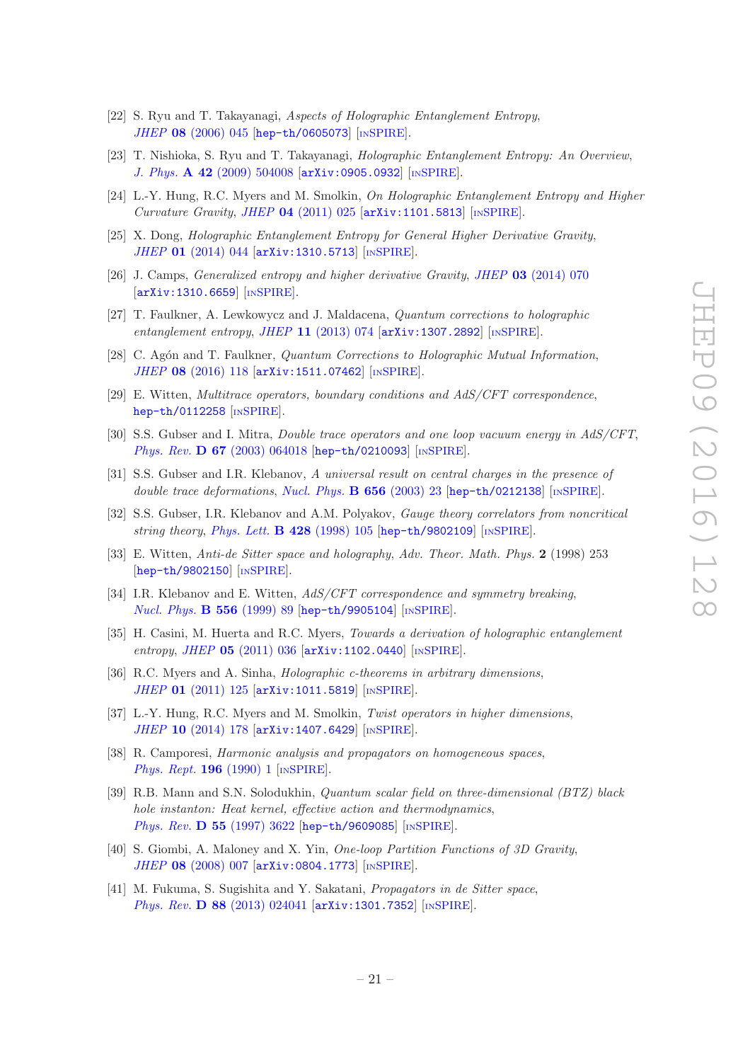[22] S. Ryu and T. Takayanagi, *Aspects of Holographic Entanglement Entropy*, *JHEP* **08** (2006) 045 [hep-th/0605073] [INSPIRE].

[23] T. Nishioka, S. Ryu and T. Takayanagi, *Holographic Entanglement Entropy: An Overview*, *J. Phys.* **A 42** (2009) 504008 [arXiv:0905.0932] [INSPIRE].

[24] L.-Y. Hung, R.C. Myers and M. Smolkin, *On Holographic Entanglement Entropy and Higher Curvature Gravity*, *JHEP* **04** (2011) 025 [arXiv:1101.5813] [INSPIRE].

[25] X. Dong, *Holographic Entanglement Entropy for General Higher Derivative Gravity*, *JHEP* **01** (2014) 044 [arXiv:1310.5713] [INSPIRE].

[26] J. Camps, *Generalized entropy and higher derivative Gravity*, *JHEP* **03** (2014) 070 [arXiv:1310.6659] [INSPIRE].

[27] T. Faulkner, A. Lewkowycz and J. Maldacena, *Quantum corrections to holographic entanglement entropy*, *JHEP* **11** (2013) 074 [arXiv:1307.2892] [INSPIRE].

[28] C. Agón and T. Faulkner, *Quantum Corrections to Holographic Mutual Information*, *JHEP* **08** (2016) 118 [arXiv:1511.07462] [INSPIRE].

[29] E. Witten, *Multitrace operators, boundary conditions and AdS/CFT correspondence*, hep-th/0112258 [INSPIRE].

[30] S.S. Gubser and I. Mitra, *Double trace operators and one loop vacuum energy in AdS/CFT*, *Phys. Rev.* **D 67** (2003) 064018 [hep-th/0210093] [INSPIRE].

[31] S.S. Gubser and I.R. Klebanov, *A universal result on central charges in the presence of double trace deformations*, *Nucl. Phys.* **B 656** (2003) 23 [hep-th/0212138] [INSPIRE].

[32] S.S. Gubser, I.R. Klebanov and A.M. Polyakov, *Gauge theory correlators from noncritical string theory*, *Phys. Lett.* **B 428** (1998) 105 [hep-th/9802109] [INSPIRE].

[33] E. Witten, *Anti-de Sitter space and holography*, *Adv. Theor. Math. Phys.* **2** (1998) 253 [hep-th/9802150] [INSPIRE].

[34] I.R. Klebanov and E. Witten, *AdS/CFT correspondence and symmetry breaking*, *Nucl. Phys.* **B 556** (1999) 89 [hep-th/9905104] [INSPIRE].

[35] H. Casini, M. Huerta and R.C. Myers, *Towards a derivation of holographic entanglement entropy*, *JHEP* **05** (2011) 036 [arXiv:1102.0440] [INSPIRE].

[36] R.C. Myers and A. Sinha, *Holographic c-theorems in arbitrary dimensions*, *JHEP* **01** (2011) 125 [arXiv:1011.5819] [INSPIRE].

[37] L.-Y. Hung, R.C. Myers and M. Smolkin, *Twist operators in higher dimensions*, *JHEP* **10** (2014) 178 [arXiv:1407.6429] [INSPIRE].

[38] R. Camporesi, *Harmonic analysis and propagators on homogeneous spaces*, *Phys. Rept.* **196** (1990) 1 [INSPIRE].

[39] R.B. Mann and S.N. Solodukhin, *Quantum scalar field on three-dimensional (BTZ) black hole instanton: Heat kernel, effective action and thermodynamics*, *Phys. Rev.* **D 55** (1997) 3622 [hep-th/9609085] [INSPIRE].

[40] S. Giombi, A. Maloney and X. Yin, *One-loop Partition Functions of 3D Gravity*, *JHEP* **08** (2008) 007 [arXiv:0804.1773] [INSPIRE].

[41] M. Fukuma, S. Sugishita and Y. Sakatani, *Propagators in de Sitter space*, *Phys. Rev.* **D 88** (2013) 024041 [arXiv:1301.7352] [INSPIRE].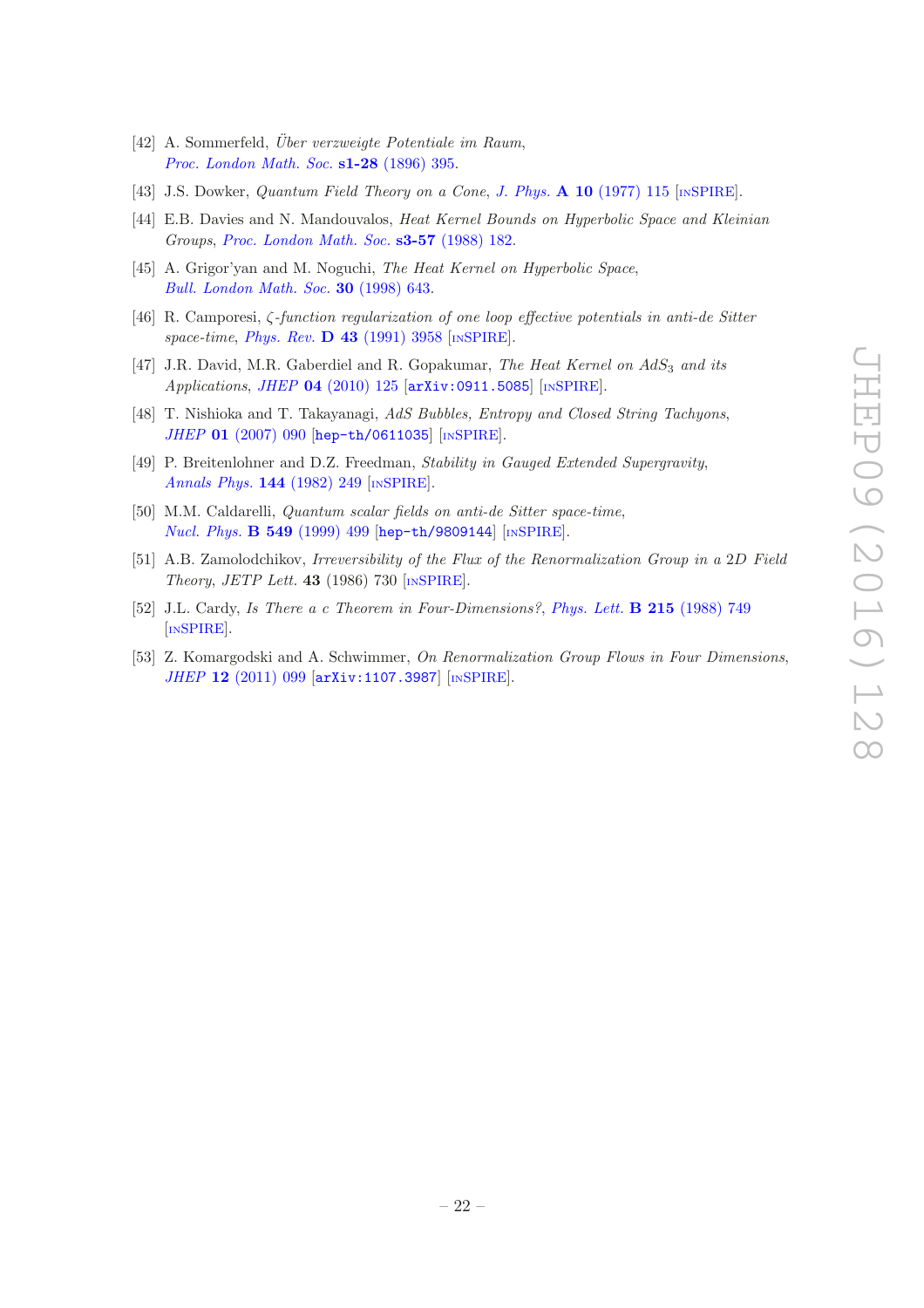[42] A. Sommerfeld, *Über verzweigte Potentiale im Raum*, *Proc. London Math. Soc.* **s1-28** (1896) 395.

[43] J.S. Dowker, *Quantum Field Theory on a Cone*, *J. Phys.* **A 10** (1977) 115 [INSPIRE].

[44] E.B. Davies and N. Mandouvalos, *Heat Kernel Bounds on Hyperbolic Space and Kleinian Groups*, *Proc. London Math. Soc.* **s3-57** (1988) 182.

[45] A. Grigor'yan and M. Noguchi, *The Heat Kernel on Hyperbolic Space*, *Bull. London Math. Soc.* **30** (1998) 643.

[46] R. Camporesi, *ζ-function regularization of one loop effective potentials in anti-de Sitter space-time*, *Phys. Rev.* **D 43** (1991) 3958 [INSPIRE].

[47] J.R. David, M.R. Gaberdiel and R. Gopakumar, *The Heat Kernel on $AdS_3$ and its Applications*, *JHEP* **04** (2010) 125 [arXiv:0911.5085] [INSPIRE].

[48] T. Nishioka and T. Takayanagi, *AdS Bubbles, Entropy and Closed String Tachyons*, *JHEP* **01** (2007) 090 [hep-th/0611035] [INSPIRE].

[49] P. Breitenlohner and D.Z. Freedman, *Stability in Gauged Extended Supergravity*, *Annals Phys.* **144** (1982) 249 [INSPIRE].

[50] M.M. Caldarelli, *Quantum scalar fields on anti-de Sitter space-time*, *Nucl. Phys.* **B 549** (1999) 499 [hep-th/9809144] [INSPIRE].

[51] A.B. Zamolodchikov, *Irreversibility of the Flux of the Renormalization Group in a 2D Field Theory*, *JETP Lett.* **43** (1986) 730 [INSPIRE].

[52] J.L. Cardy, *Is There a c Theorem in Four-Dimensions?*, *Phys. Lett.* **B 215** (1988) 749 [INSPIRE].

[53] Z. Komargodski and A. Schwimmer, *On Renormalization Group Flows in Four Dimensions*, *JHEP* **12** (2011) 099 [arXiv:1107.3987] [INSPIRE].